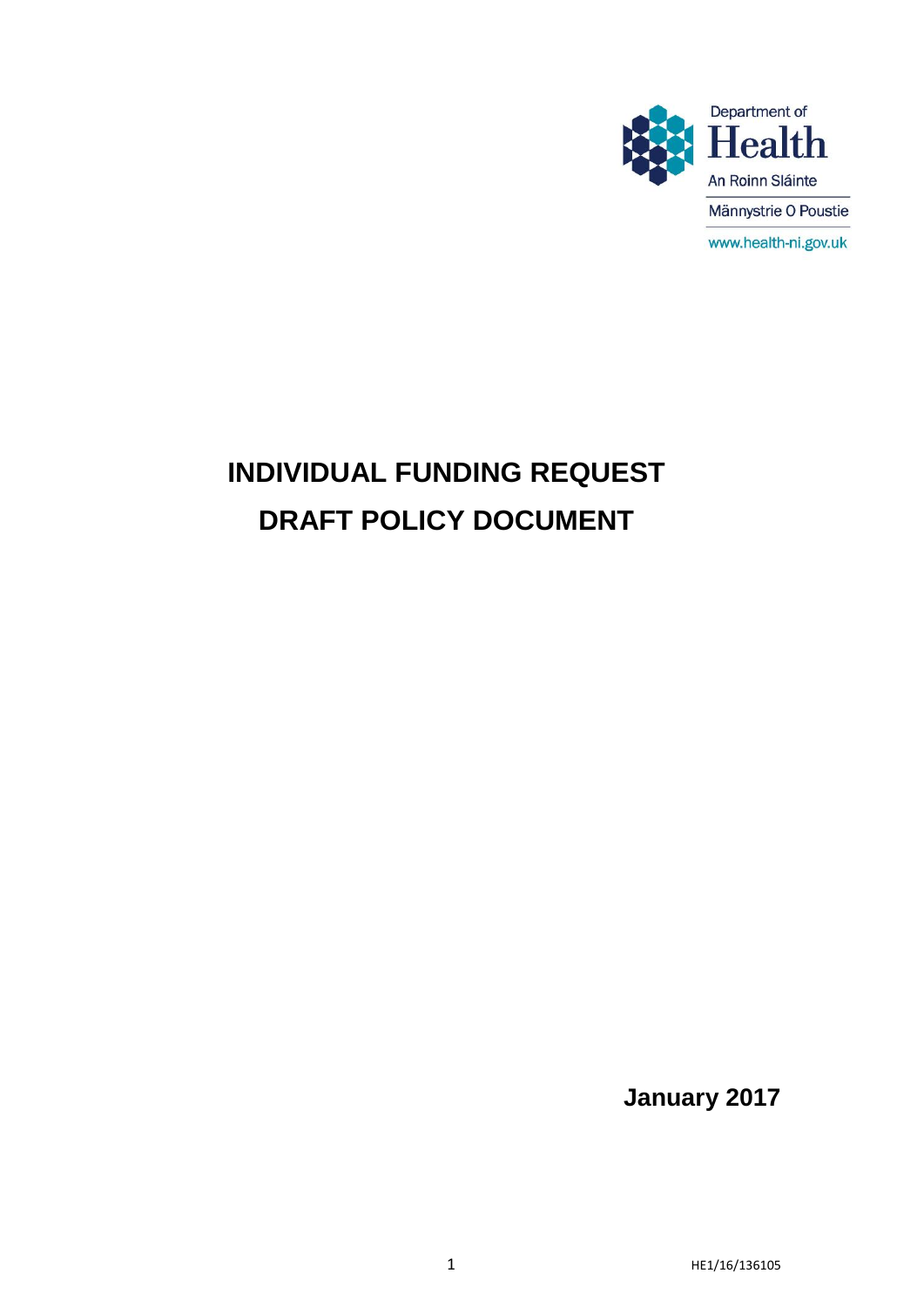Department of
Health
An Roinn Sláinte
Männystrie O Poustie
www.health-ni.gov.uk

# INDIVIDUAL FUNDING REQUEST
# DRAFT POLICY DOCUMENT

**January 2017**

HE1/16/136105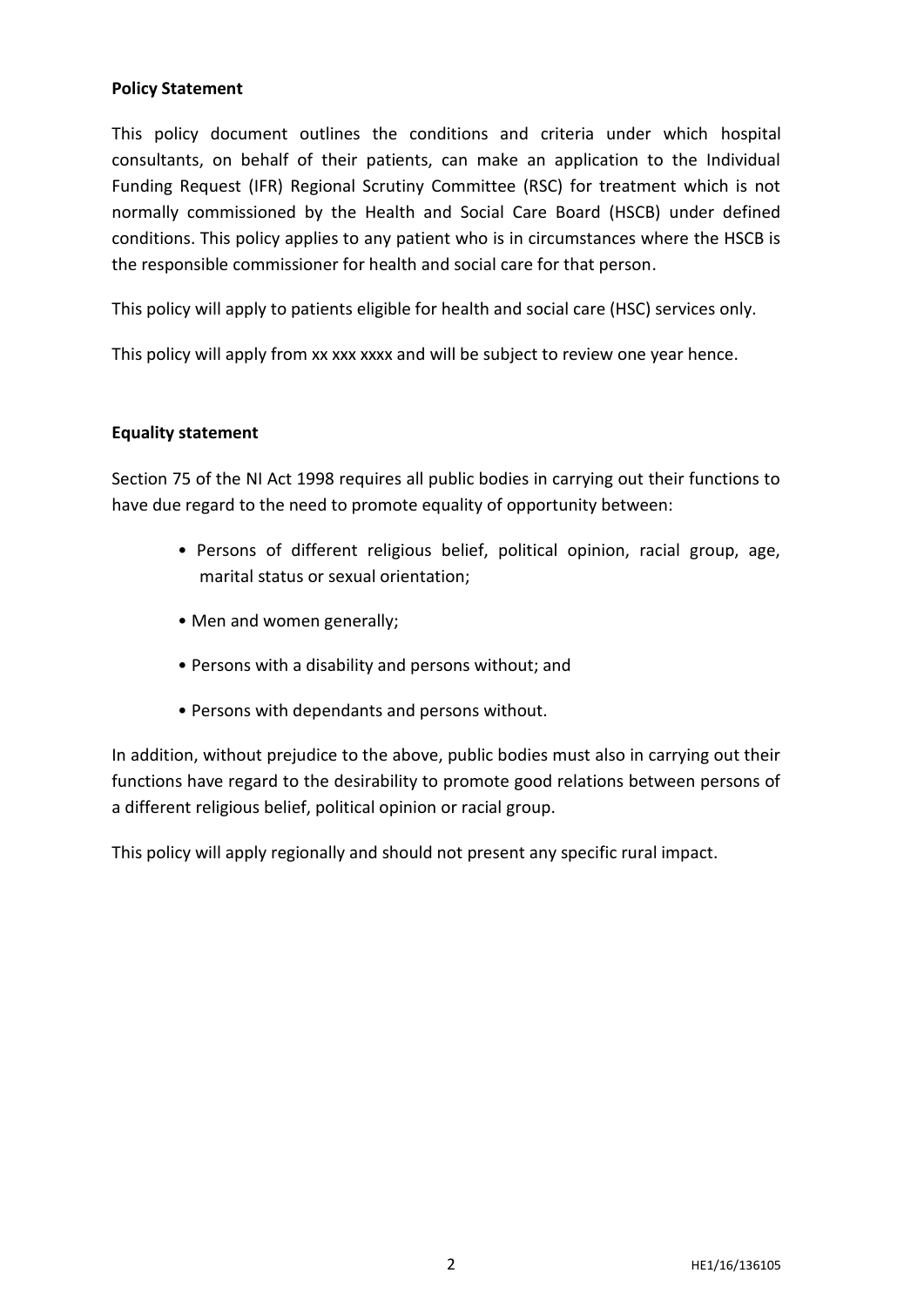**Policy Statement**

This policy document outlines the conditions and criteria under which hospital consultants, on behalf of their patients, can make an application to the Individual Funding Request (IFR) Regional Scrutiny Committee (RSC) for treatment which is not normally commissioned by the Health and Social Care Board (HSCB) under defined conditions. This policy applies to any patient who is in circumstances where the HSCB is the responsible commissioner for health and social care for that person.

This policy will apply to patients eligible for health and social care (HSC) services only.

This policy will apply from xx xxx xxxx and will be subject to review one year hence.

**Equality statement**

Section 75 of the NI Act 1998 requires all public bodies in carrying out their functions to have due regard to the need to promote equality of opportunity between:

- Persons of different religious belief, political opinion, racial group, age, marital status or sexual orientation;
- Men and women generally;
- Persons with a disability and persons without; and
- Persons with dependants and persons without.

In addition, without prejudice to the above, public bodies must also in carrying out their functions have regard to the desirability to promote good relations between persons of a different religious belief, political opinion or racial group.

This policy will apply regionally and should not present any specific rural impact.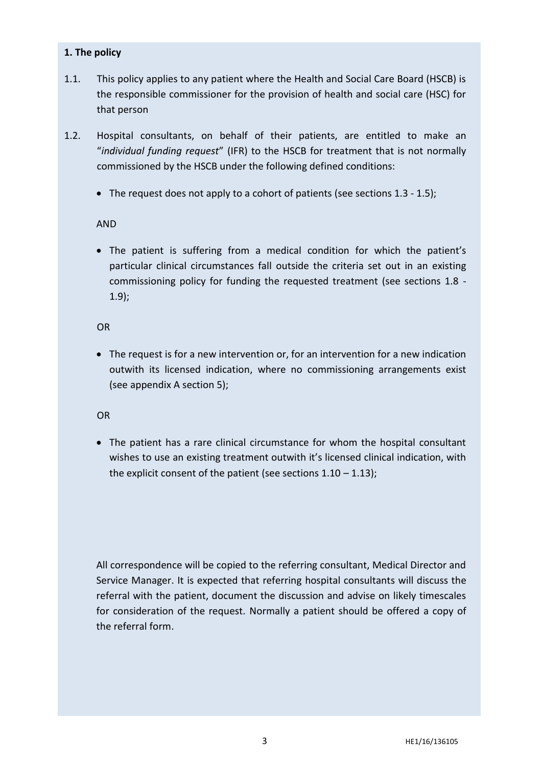**1. The policy**

1.1. This policy applies to any patient where the Health and Social Care Board (HSCB) is the responsible commissioner for the provision of health and social care (HSC) for that person

1.2. Hospital consultants, on behalf of their patients, are entitled to make an "*individual funding request*" (IFR) to the HSCB for treatment that is not normally commissioned by the HSCB under the following defined conditions:

- The request does not apply to a cohort of patients (see sections 1.3 - 1.5);

AND

- The patient is suffering from a medical condition for which the patient's particular clinical circumstances fall outside the criteria set out in an existing commissioning policy for funding the requested treatment (see sections 1.8 - 1.9);

OR

- The request is for a new intervention or, for an intervention for a new indication outwith its licensed indication, where no commissioning arrangements exist (see appendix A section 5);

OR

- The patient has a rare clinical circumstance for whom the hospital consultant wishes to use an existing treatment outwith it's licensed clinical indication, with the explicit consent of the patient (see sections 1.10 – 1.13);

All correspondence will be copied to the referring consultant, Medical Director and Service Manager. It is expected that referring hospital consultants will discuss the referral with the patient, document the discussion and advise on likely timescales for consideration of the request. Normally a patient should be offered a copy of the referral form.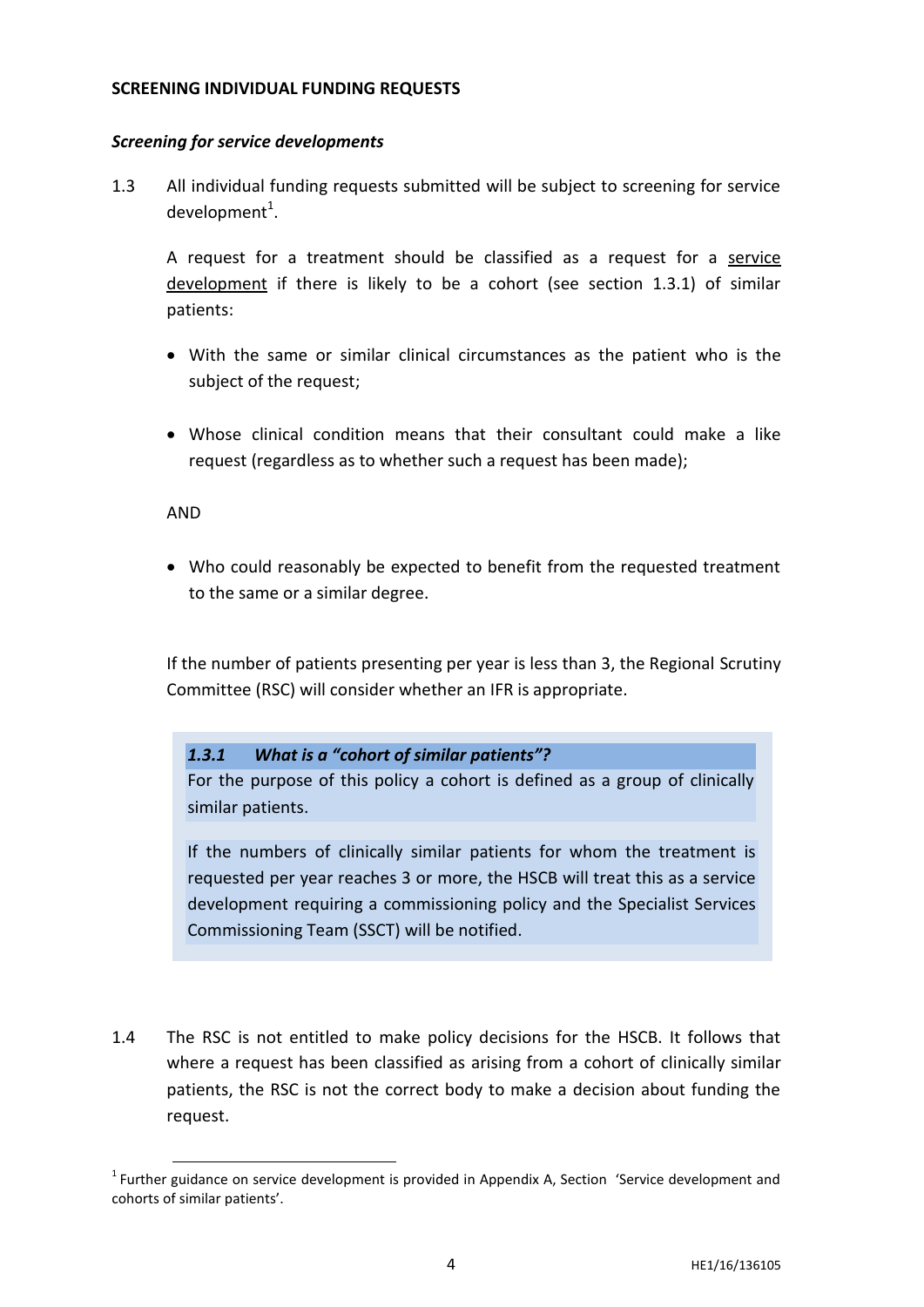**SCREENING INDIVIDUAL FUNDING REQUESTS**

***Screening for service developments***

1.3 All individual funding requests submitted will be subject to screening for service development[1].

A request for a treatment should be classified as a request for a <u>service development</u> if there is likely to be a cohort (see section 1.3.1) of similar patients:

- With the same or similar clinical circumstances as the patient who is the subject of the request;
- Whose clinical condition means that their consultant could make a like request (regardless as to whether such a request has been made);

AND

- Who could reasonably be expected to benefit from the requested treatment to the same or a similar degree.

If the number of patients presenting per year is less than 3, the Regional Scrutiny Committee (RSC) will consider whether an IFR is appropriate.

> ***1.3.1 What is a "cohort of similar patients"?***
>
> For the purpose of this policy a cohort is defined as a group of clinically similar patients.
>
> If the numbers of clinically similar patients for whom the treatment is requested per year reaches 3 or more, the HSCB will treat this as a service development requiring a commissioning policy and the Specialist Services Commissioning Team (SSCT) will be notified.

1.4 The RSC is not entitled to make policy decisions for the HSCB. It follows that where a request has been classified as arising from a cohort of clinically similar patients, the RSC is not the correct body to make a decision about funding the request.

[1] Further guidance on service development is provided in Appendix A, Section 'Service development and cohorts of similar patients'.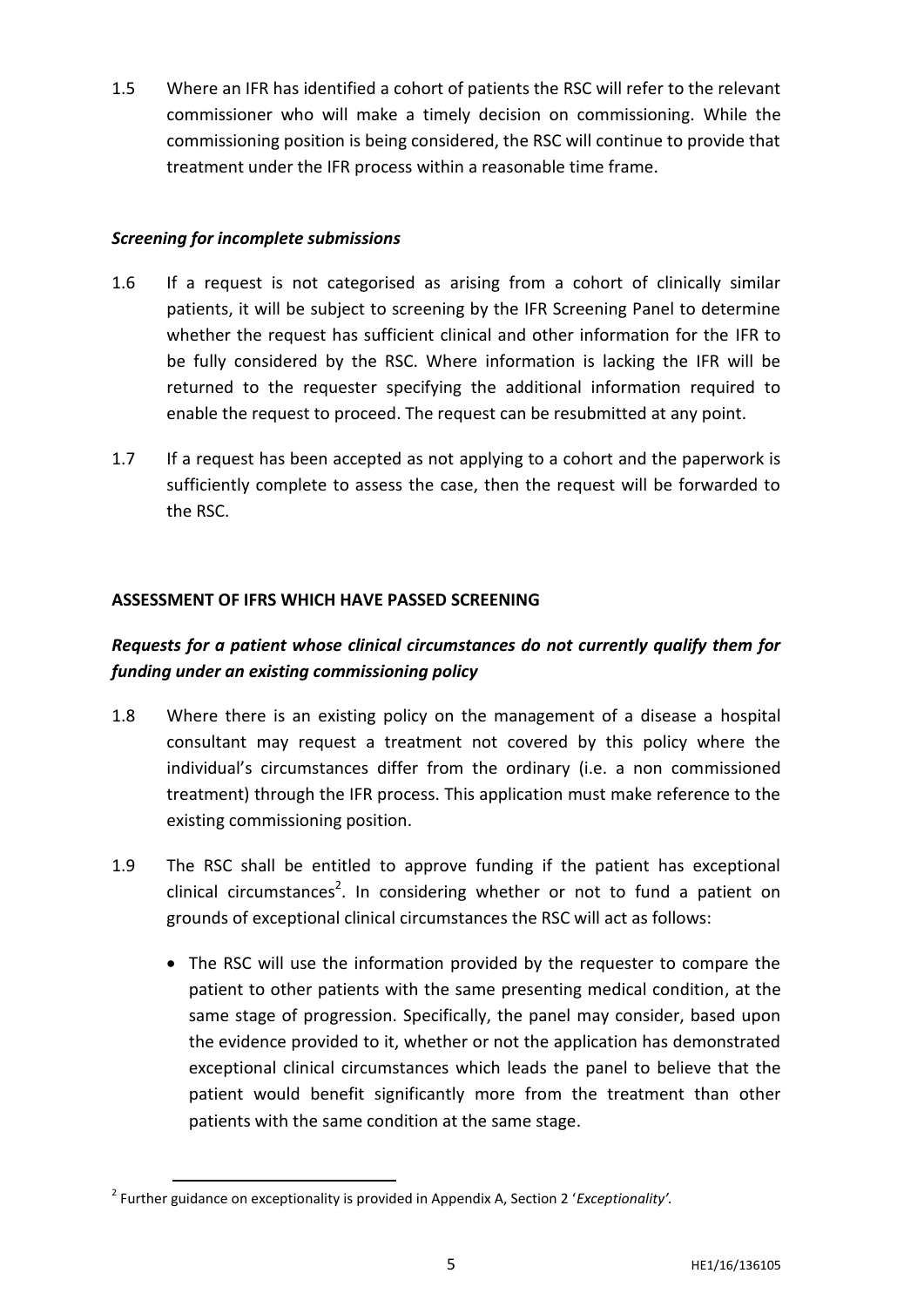1.5 Where an IFR has identified a cohort of patients the RSC will refer to the relevant commissioner who will make a timely decision on commissioning. While the commissioning position is being considered, the RSC will continue to provide that treatment under the IFR process within a reasonable time frame.

***Screening for incomplete submissions***

1.6 If a request is not categorised as arising from a cohort of clinically similar patients, it will be subject to screening by the IFR Screening Panel to determine whether the request has sufficient clinical and other information for the IFR to be fully considered by the RSC. Where information is lacking the IFR will be returned to the requester specifying the additional information required to enable the request to proceed. The request can be resubmitted at any point.

1.7 If a request has been accepted as not applying to a cohort and the paperwork is sufficiently complete to assess the case, then the request will be forwarded to the RSC.

**ASSESSMENT OF IFRS WHICH HAVE PASSED SCREENING**

***Requests for a patient whose clinical circumstances do not currently qualify them for funding under an existing commissioning policy***

1.8 Where there is an existing policy on the management of a disease a hospital consultant may request a treatment not covered by this policy where the individual's circumstances differ from the ordinary (i.e. a non commissioned treatment) through the IFR process. This application must make reference to the existing commissioning position.

1.9 The RSC shall be entitled to approve funding if the patient has exceptional clinical circumstances[2]. In considering whether or not to fund a patient on grounds of exceptional clinical circumstances the RSC will act as follows:

- The RSC will use the information provided by the requester to compare the patient to other patients with the same presenting medical condition, at the same stage of progression. Specifically, the panel may consider, based upon the evidence provided to it, whether or not the application has demonstrated exceptional clinical circumstances which leads the panel to believe that the patient would benefit significantly more from the treatment than other patients with the same condition at the same stage.

[2] Further guidance on exceptionality is provided in Appendix A, Section 2 '*Exceptionality'.*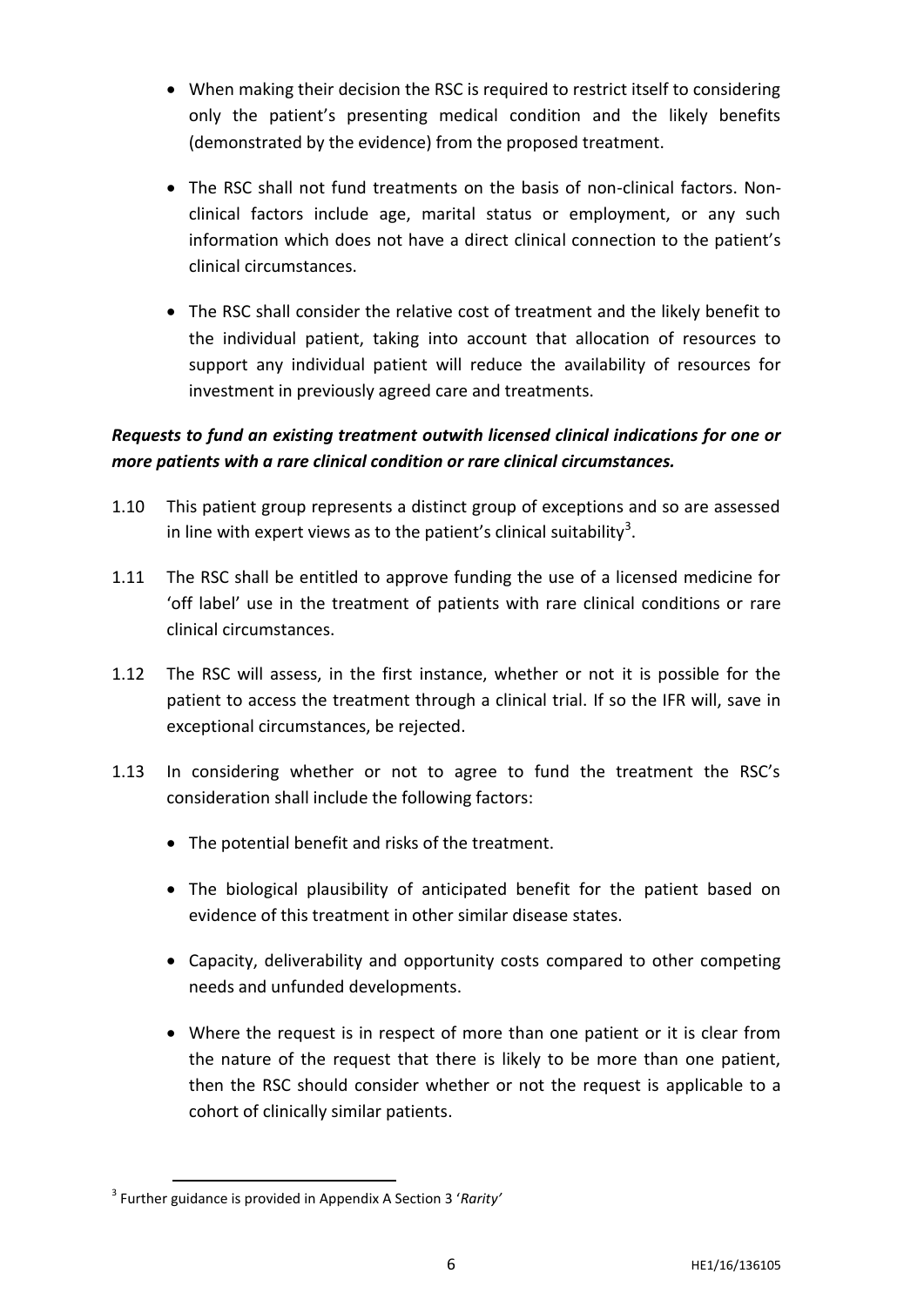- When making their decision the RSC is required to restrict itself to considering only the patient's presenting medical condition and the likely benefits (demonstrated by the evidence) from the proposed treatment.

- The RSC shall not fund treatments on the basis of non-clinical factors. Non-clinical factors include age, marital status or employment, or any such information which does not have a direct clinical connection to the patient's clinical circumstances.

- The RSC shall consider the relative cost of treatment and the likely benefit to the individual patient, taking into account that allocation of resources to support any individual patient will reduce the availability of resources for investment in previously agreed care and treatments.

***Requests to fund an existing treatment outwith licensed clinical indications for one or more patients with a rare clinical condition or rare clinical circumstances.***

1.10 This patient group represents a distinct group of exceptions and so are assessed in line with expert views as to the patient's clinical suitability[3].

1.11 The RSC shall be entitled to approve funding the use of a licensed medicine for 'off label' use in the treatment of patients with rare clinical conditions or rare clinical circumstances.

1.12 The RSC will assess, in the first instance, whether or not it is possible for the patient to access the treatment through a clinical trial. If so the IFR will, save in exceptional circumstances, be rejected.

1.13 In considering whether or not to agree to fund the treatment the RSC's consideration shall include the following factors:

- The potential benefit and risks of the treatment.

- The biological plausibility of anticipated benefit for the patient based on evidence of this treatment in other similar disease states.

- Capacity, deliverability and opportunity costs compared to other competing needs and unfunded developments.

- Where the request is in respect of more than one patient or it is clear from the nature of the request that there is likely to be more than one patient, then the RSC should consider whether or not the request is applicable to a cohort of clinically similar patients.

[3] Further guidance is provided in Appendix A Section 3 '*Rarity*'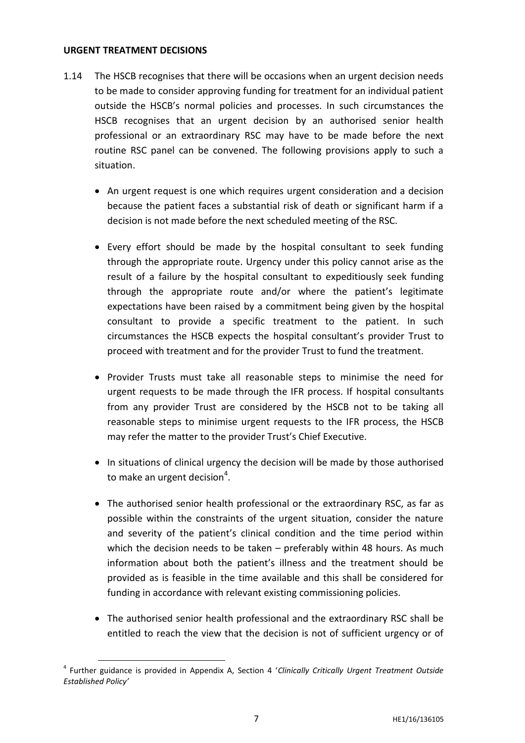**URGENT TREATMENT DECISIONS**

1.14 The HSCB recognises that there will be occasions when an urgent decision needs to be made to consider approving funding for treatment for an individual patient outside the HSCB's normal policies and processes. In such circumstances the HSCB recognises that an urgent decision by an authorised senior health professional or an extraordinary RSC may have to be made before the next routine RSC panel can be convened. The following provisions apply to such a situation.

- An urgent request is one which requires urgent consideration and a decision because the patient faces a substantial risk of death or significant harm if a decision is not made before the next scheduled meeting of the RSC.
- Every effort should be made by the hospital consultant to seek funding through the appropriate route. Urgency under this policy cannot arise as the result of a failure by the hospital consultant to expeditiously seek funding through the appropriate route and/or where the patient's legitimate expectations have been raised by a commitment being given by the hospital consultant to provide a specific treatment to the patient. In such circumstances the HSCB expects the hospital consultant's provider Trust to proceed with treatment and for the provider Trust to fund the treatment.
- Provider Trusts must take all reasonable steps to minimise the need for urgent requests to be made through the IFR process. If hospital consultants from any provider Trust are considered by the HSCB not to be taking all reasonable steps to minimise urgent requests to the IFR process, the HSCB may refer the matter to the provider Trust's Chief Executive.
- In situations of clinical urgency the decision will be made by those authorised to make an urgent decision[4].
- The authorised senior health professional or the extraordinary RSC, as far as possible within the constraints of the urgent situation, consider the nature and severity of the patient's clinical condition and the time period within which the decision needs to be taken – preferably within 48 hours. As much information about both the patient's illness and the treatment should be provided as is feasible in the time available and this shall be considered for funding in accordance with relevant existing commissioning policies.
- The authorised senior health professional and the extraordinary RSC shall be entitled to reach the view that the decision is not of sufficient urgency or of

[4] Further guidance is provided in Appendix A, Section 4 '*Clinically Critically Urgent Treatment Outside Established Policy'*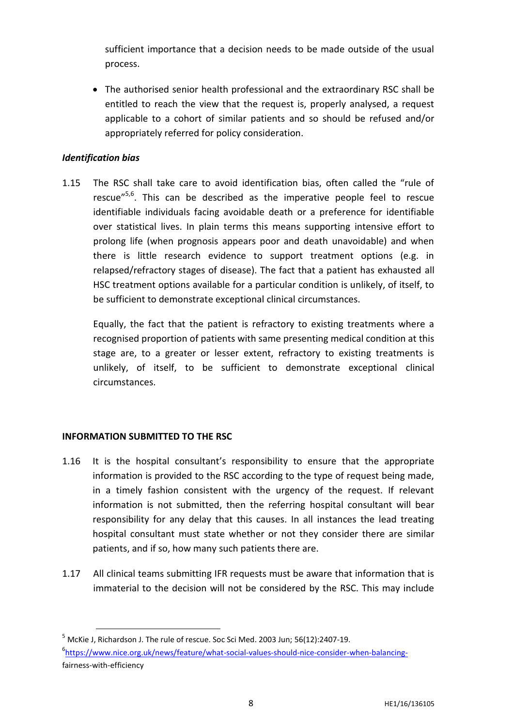sufficient importance that a decision needs to be made outside of the usual process.

- The authorised senior health professional and the extraordinary RSC shall be entitled to reach the view that the request is, properly analysed, a request applicable to a cohort of similar patients and so should be refused and/or appropriately referred for policy consideration.

***Identification bias***

1.15 The RSC shall take care to avoid identification bias, often called the "rule of rescue"[5,6]. This can be described as the imperative people feel to rescue identifiable individuals facing avoidable death or a preference for identifiable over statistical lives. In plain terms this means supporting intensive effort to prolong life (when prognosis appears poor and death unavoidable) and when there is little research evidence to support treatment options (e.g. in relapsed/refractory stages of disease). The fact that a patient has exhausted all HSC treatment options available for a particular condition is unlikely, of itself, to be sufficient to demonstrate exceptional clinical circumstances.

Equally, the fact that the patient is refractory to existing treatments where a recognised proportion of patients with same presenting medical condition at this stage are, to a greater or lesser extent, refractory to existing treatments is unlikely, of itself, to be sufficient to demonstrate exceptional clinical circumstances.

**INFORMATION SUBMITTED TO THE RSC**

1.16 It is the hospital consultant's responsibility to ensure that the appropriate information is provided to the RSC according to the type of request being made, in a timely fashion consistent with the urgency of the request. If relevant information is not submitted, then the referring hospital consultant will bear responsibility for any delay that this causes. In all instances the lead treating hospital consultant must state whether or not they consider there are similar patients, and if so, how many such patients there are.

1.17 All clinical teams submitting IFR requests must be aware that information that is immaterial to the decision will not be considered by the RSC. This may include

[5] McKie J, Richardson J. The rule of rescue. Soc Sci Med. 2003 Jun; 56(12):2407-19.

[6] https://www.nice.org.uk/news/feature/what-social-values-should-nice-consider-when-balancing-fairness-with-efficiency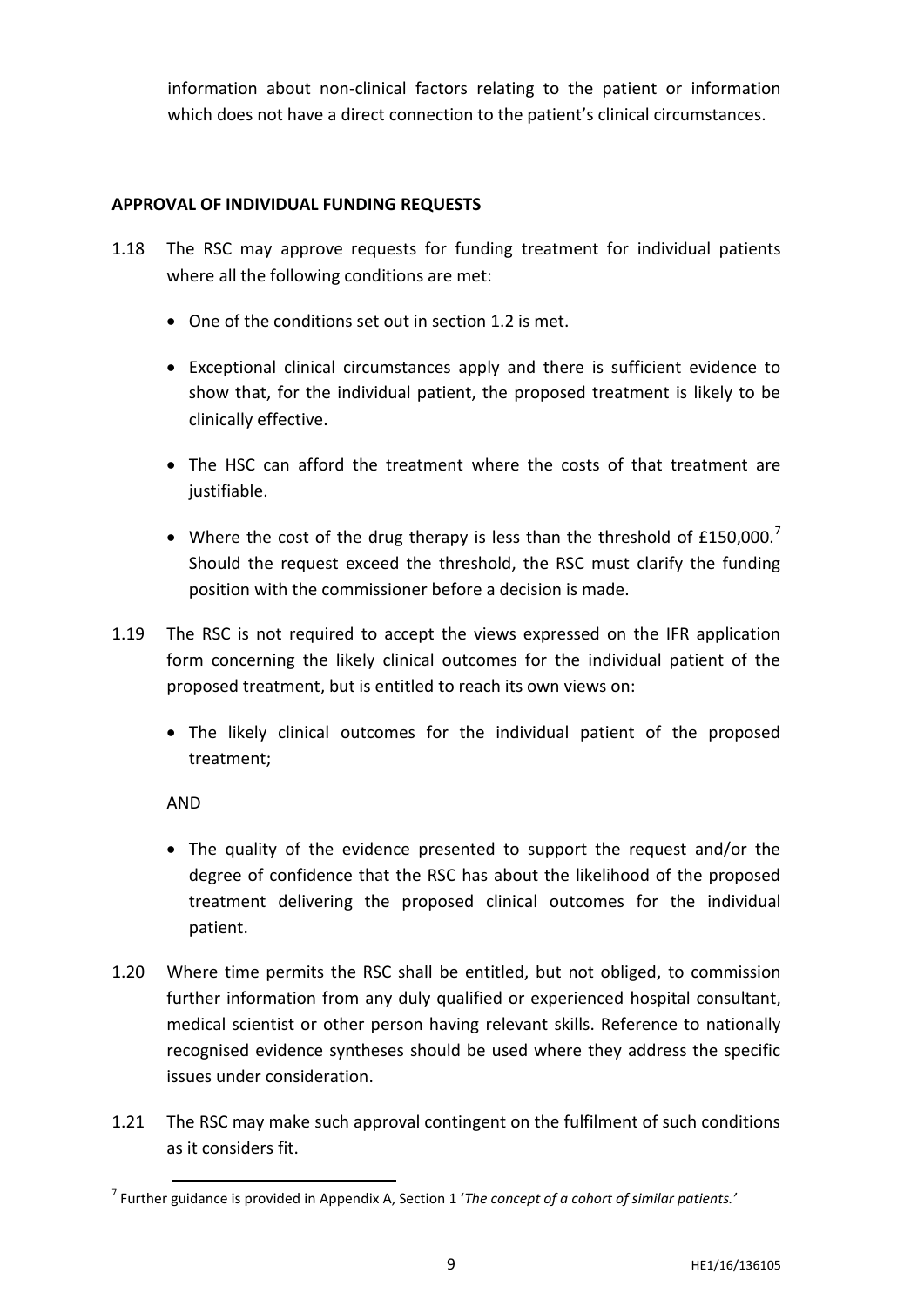information about non-clinical factors relating to the patient or information which does not have a direct connection to the patient's clinical circumstances.

**APPROVAL OF INDIVIDUAL FUNDING REQUESTS**

1.18 The RSC may approve requests for funding treatment for individual patients where all the following conditions are met:

- One of the conditions set out in section 1.2 is met.
- Exceptional clinical circumstances apply and there is sufficient evidence to show that, for the individual patient, the proposed treatment is likely to be clinically effective.
- The HSC can afford the treatment where the costs of that treatment are justifiable.
- Where the cost of the drug therapy is less than the threshold of £150,000.[7] Should the request exceed the threshold, the RSC must clarify the funding position with the commissioner before a decision is made.

1.19 The RSC is not required to accept the views expressed on the IFR application form concerning the likely clinical outcomes for the individual patient of the proposed treatment, but is entitled to reach its own views on:

- The likely clinical outcomes for the individual patient of the proposed treatment;

AND

- The quality of the evidence presented to support the request and/or the degree of confidence that the RSC has about the likelihood of the proposed treatment delivering the proposed clinical outcomes for the individual patient.

1.20 Where time permits the RSC shall be entitled, but not obliged, to commission further information from any duly qualified or experienced hospital consultant, medical scientist or other person having relevant skills. Reference to nationally recognised evidence syntheses should be used where they address the specific issues under consideration.

1.21 The RSC may make such approval contingent on the fulfilment of such conditions as it considers fit.

[7] Further guidance is provided in Appendix A, Section 1 '*The concept of a cohort of similar patients.*'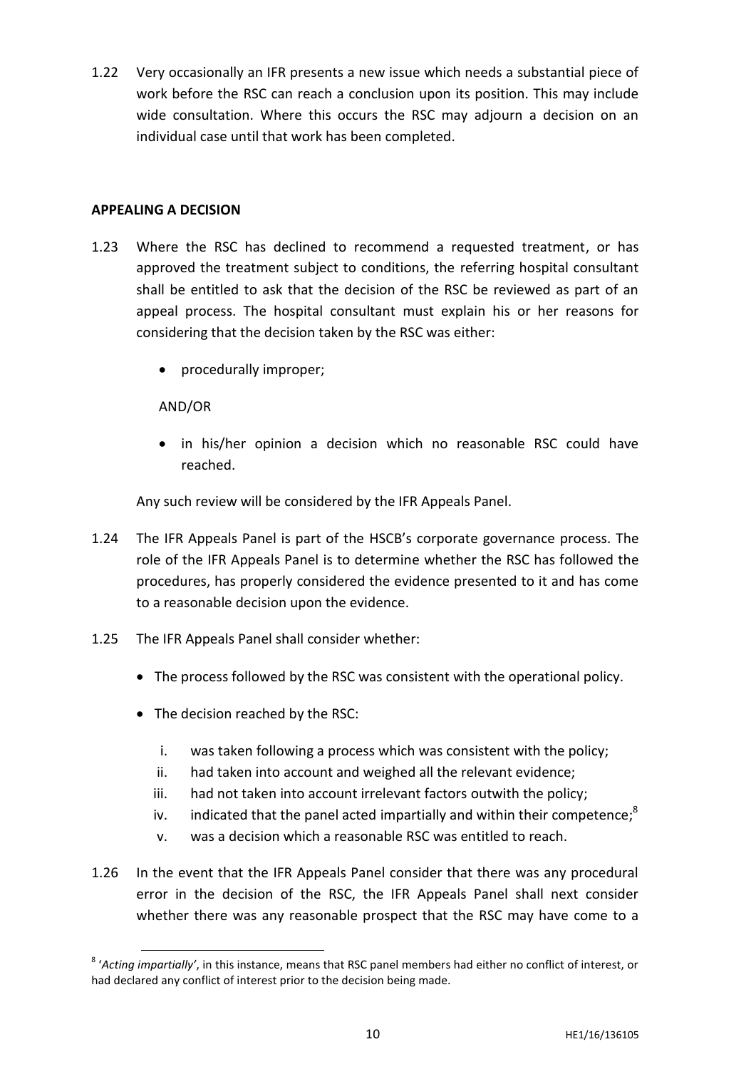1.22 Very occasionally an IFR presents a new issue which needs a substantial piece of work before the RSC can reach a conclusion upon its position. This may include wide consultation. Where this occurs the RSC may adjourn a decision on an individual case until that work has been completed.

## APPEALING A DECISION

1.23 Where the RSC has declined to recommend a requested treatment, or has approved the treatment subject to conditions, the referring hospital consultant shall be entitled to ask that the decision of the RSC be reviewed as part of an appeal process. The hospital consultant must explain his or her reasons for considering that the decision taken by the RSC was either:

- procedurally improper;

AND/OR

- in his/her opinion a decision which no reasonable RSC could have reached.

Any such review will be considered by the IFR Appeals Panel.

1.24 The IFR Appeals Panel is part of the HSCB's corporate governance process. The role of the IFR Appeals Panel is to determine whether the RSC has followed the procedures, has properly considered the evidence presented to it and has come to a reasonable decision upon the evidence.

1.25 The IFR Appeals Panel shall consider whether:

- The process followed by the RSC was consistent with the operational policy.
- The decision reached by the RSC:
  i. was taken following a process which was consistent with the policy;
  ii. had taken into account and weighed all the relevant evidence;
  iii. had not taken into account irrelevant factors outwith the policy;
  iv. indicated that the panel acted impartially and within their competence;[8]
  v. was a decision which a reasonable RSC was entitled to reach.

1.26 In the event that the IFR Appeals Panel consider that there was any procedural error in the decision of the RSC, the IFR Appeals Panel shall next consider whether there was any reasonable prospect that the RSC may have come to a

[8] '*Acting impartially*', in this instance, means that RSC panel members had either no conflict of interest, or had declared any conflict of interest prior to the decision being made.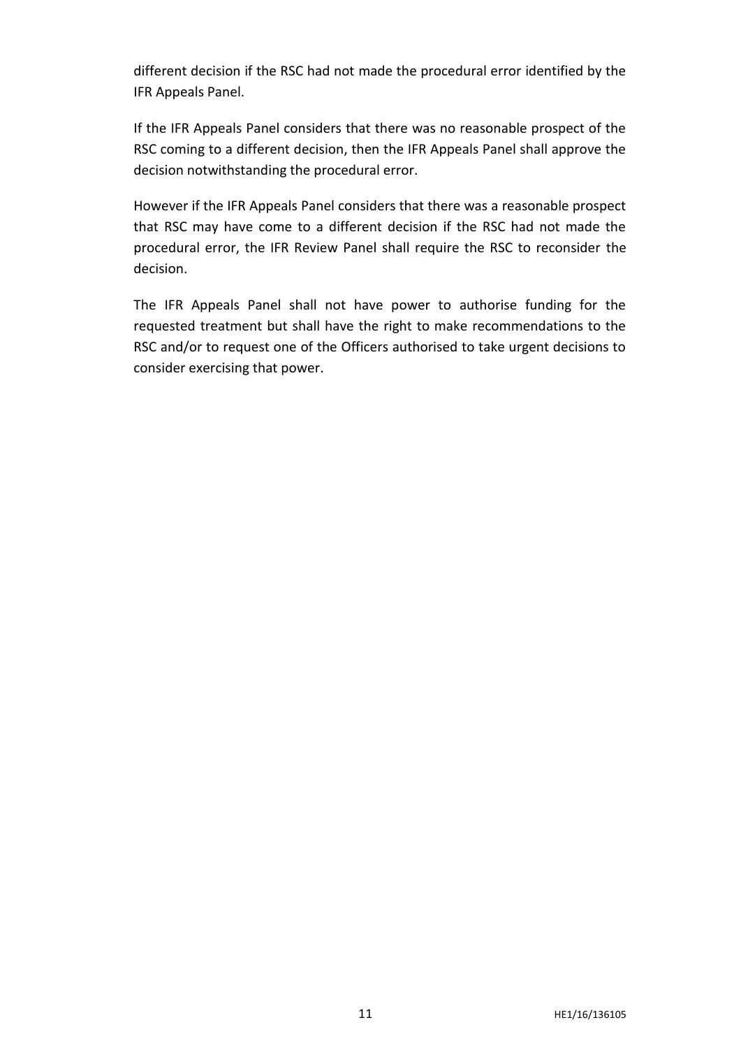different decision if the RSC had not made the procedural error identified by the IFR Appeals Panel.

If the IFR Appeals Panel considers that there was no reasonable prospect of the RSC coming to a different decision, then the IFR Appeals Panel shall approve the decision notwithstanding the procedural error.

However if the IFR Appeals Panel considers that there was a reasonable prospect that RSC may have come to a different decision if the RSC had not made the procedural error, the IFR Review Panel shall require the RSC to reconsider the decision.

The IFR Appeals Panel shall not have power to authorise funding for the requested treatment but shall have the right to make recommendations to the RSC and/or to request one of the Officers authorised to take urgent decisions to consider exercising that power.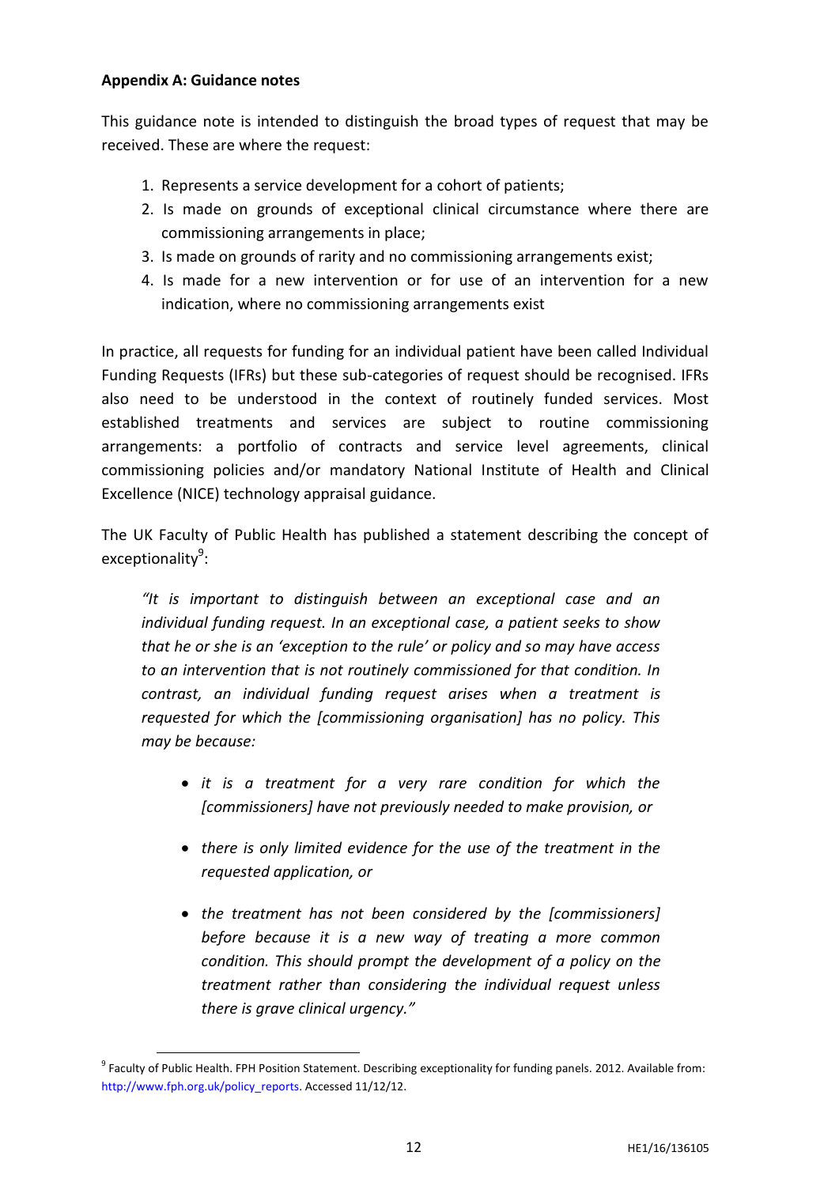**Appendix A: Guidance notes**

This guidance note is intended to distinguish the broad types of request that may be received. These are where the request:

1. Represents a service development for a cohort of patients;
2. Is made on grounds of exceptional clinical circumstance where there are commissioning arrangements in place;
3. Is made on grounds of rarity and no commissioning arrangements exist;
4. Is made for a new intervention or for use of an intervention for a new indication, where no commissioning arrangements exist

In practice, all requests for funding for an individual patient have been called Individual Funding Requests (IFRs) but these sub-categories of request should be recognised. IFRs also need to be understood in the context of routinely funded services. Most established treatments and services are subject to routine commissioning arrangements: a portfolio of contracts and service level agreements, clinical commissioning policies and/or mandatory National Institute of Health and Clinical Excellence (NICE) technology appraisal guidance.

The UK Faculty of Public Health has published a statement describing the concept of exceptionality[9]:

> *"It is important to distinguish between an exceptional case and an individual funding request. In an exceptional case, a patient seeks to show that he or she is an 'exception to the rule' or policy and so may have access to an intervention that is not routinely commissioned for that condition. In contrast, an individual funding request arises when a treatment is requested for which the [commissioning organisation] has no policy. This may be because:*
>
> - *it is a treatment for a very rare condition for which the [commissioners] have not previously needed to make provision, or*
> - *there is only limited evidence for the use of the treatment in the requested application, or*
> - *the treatment has not been considered by the [commissioners] before because it is a new way of treating a more common condition. This should prompt the development of a policy on the treatment rather than considering the individual request unless there is grave clinical urgency."*

[9] Faculty of Public Health. FPH Position Statement. Describing exceptionality for funding panels. 2012. Available from: http://www.fph.org.uk/policy_reports. Accessed 11/12/12.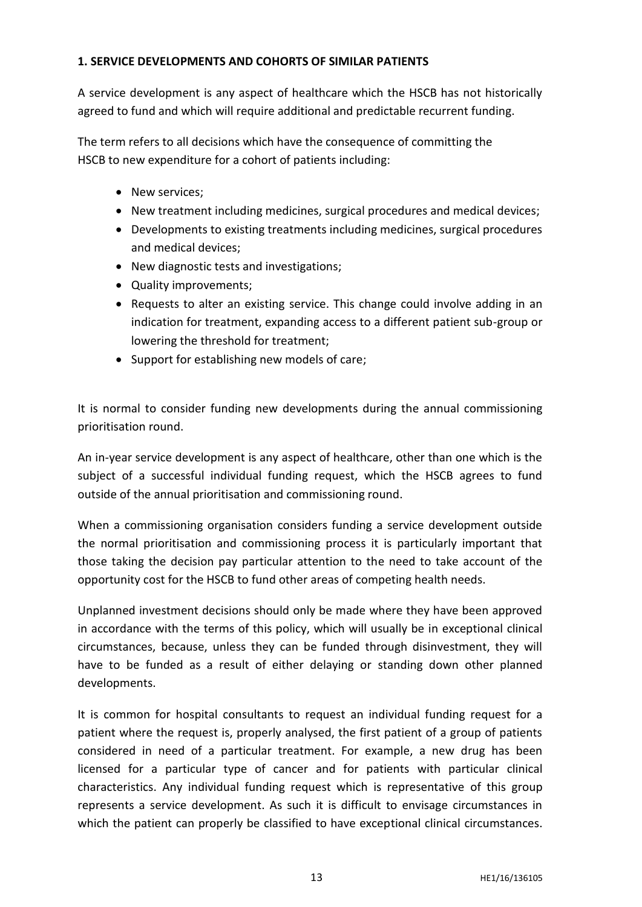**1. SERVICE DEVELOPMENTS AND COHORTS OF SIMILAR PATIENTS**

A service development is any aspect of healthcare which the HSCB has not historically agreed to fund and which will require additional and predictable recurrent funding.

The term refers to all decisions which have the consequence of committing the HSCB to new expenditure for a cohort of patients including:

- New services;
- New treatment including medicines, surgical procedures and medical devices;
- Developments to existing treatments including medicines, surgical procedures and medical devices;
- New diagnostic tests and investigations;
- Quality improvements;
- Requests to alter an existing service. This change could involve adding in an indication for treatment, expanding access to a different patient sub-group or lowering the threshold for treatment;
- Support for establishing new models of care;

It is normal to consider funding new developments during the annual commissioning prioritisation round.

An in-year service development is any aspect of healthcare, other than one which is the subject of a successful individual funding request, which the HSCB agrees to fund outside of the annual prioritisation and commissioning round.

When a commissioning organisation considers funding a service development outside the normal prioritisation and commissioning process it is particularly important that those taking the decision pay particular attention to the need to take account of the opportunity cost for the HSCB to fund other areas of competing health needs.

Unplanned investment decisions should only be made where they have been approved in accordance with the terms of this policy, which will usually be in exceptional clinical circumstances, because, unless they can be funded through disinvestment, they will have to be funded as a result of either delaying or standing down other planned developments.

It is common for hospital consultants to request an individual funding request for a patient where the request is, properly analysed, the first patient of a group of patients considered in need of a particular treatment. For example, a new drug has been licensed for a particular type of cancer and for patients with particular clinical characteristics. Any individual funding request which is representative of this group represents a service development. As such it is difficult to envisage circumstances in which the patient can properly be classified to have exceptional clinical circumstances.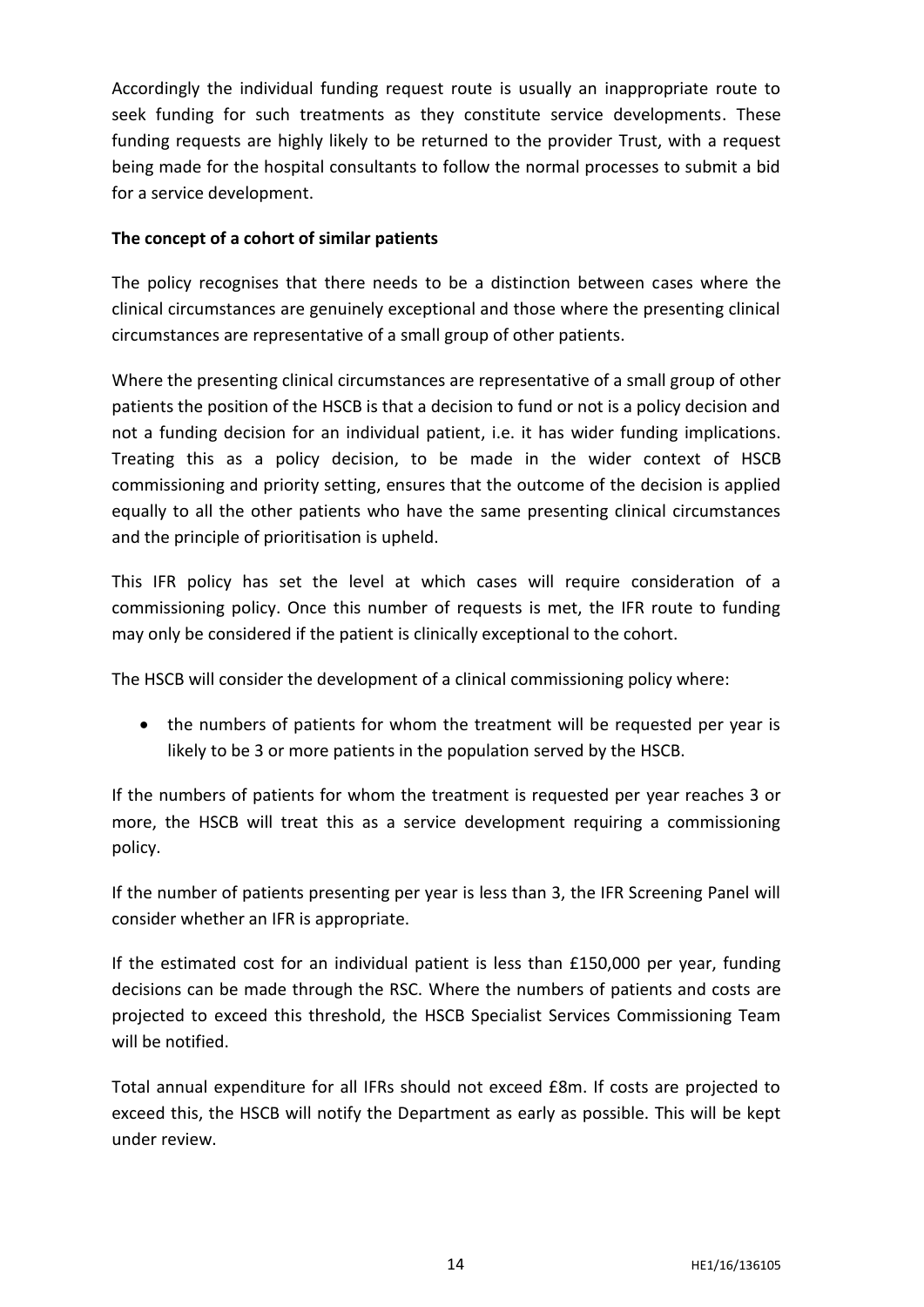Accordingly the individual funding request route is usually an inappropriate route to seek funding for such treatments as they constitute service developments. These funding requests are highly likely to be returned to the provider Trust, with a request being made for the hospital consultants to follow the normal processes to submit a bid for a service development.

**The concept of a cohort of similar patients**

The policy recognises that there needs to be a distinction between cases where the clinical circumstances are genuinely exceptional and those where the presenting clinical circumstances are representative of a small group of other patients.

Where the presenting clinical circumstances are representative of a small group of other patients the position of the HSCB is that a decision to fund or not is a policy decision and not a funding decision for an individual patient, i.e. it has wider funding implications. Treating this as a policy decision, to be made in the wider context of HSCB commissioning and priority setting, ensures that the outcome of the decision is applied equally to all the other patients who have the same presenting clinical circumstances and the principle of prioritisation is upheld.

This IFR policy has set the level at which cases will require consideration of a commissioning policy. Once this number of requests is met, the IFR route to funding may only be considered if the patient is clinically exceptional to the cohort.

The HSCB will consider the development of a clinical commissioning policy where:

- the numbers of patients for whom the treatment will be requested per year is likely to be 3 or more patients in the population served by the HSCB.

If the numbers of patients for whom the treatment is requested per year reaches 3 or more, the HSCB will treat this as a service development requiring a commissioning policy.

If the number of patients presenting per year is less than 3, the IFR Screening Panel will consider whether an IFR is appropriate.

If the estimated cost for an individual patient is less than £150,000 per year, funding decisions can be made through the RSC. Where the numbers of patients and costs are projected to exceed this threshold, the HSCB Specialist Services Commissioning Team will be notified.

Total annual expenditure for all IFRs should not exceed £8m. If costs are projected to exceed this, the HSCB will notify the Department as early as possible. This will be kept under review.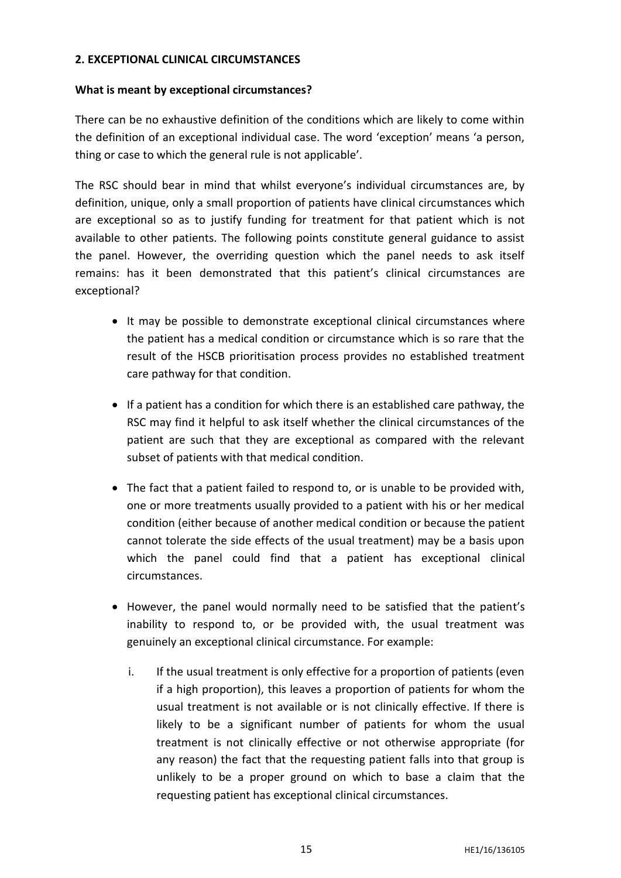## 2. EXCEPTIONAL CLINICAL CIRCUMSTANCES

**What is meant by exceptional circumstances?**

There can be no exhaustive definition of the conditions which are likely to come within the definition of an exceptional individual case. The word 'exception' means 'a person, thing or case to which the general rule is not applicable'.

The RSC should bear in mind that whilst everyone's individual circumstances are, by definition, unique, only a small proportion of patients have clinical circumstances which are exceptional so as to justify funding for treatment for that patient which is not available to other patients. The following points constitute general guidance to assist the panel. However, the overriding question which the panel needs to ask itself remains: has it been demonstrated that this patient's clinical circumstances are exceptional?

- It may be possible to demonstrate exceptional clinical circumstances where the patient has a medical condition or circumstance which is so rare that the result of the HSCB prioritisation process provides no established treatment care pathway for that condition.
- If a patient has a condition for which there is an established care pathway, the RSC may find it helpful to ask itself whether the clinical circumstances of the patient are such that they are exceptional as compared with the relevant subset of patients with that medical condition.
- The fact that a patient failed to respond to, or is unable to be provided with, one or more treatments usually provided to a patient with his or her medical condition (either because of another medical condition or because the patient cannot tolerate the side effects of the usual treatment) may be a basis upon which the panel could find that a patient has exceptional clinical circumstances.
- However, the panel would normally need to be satisfied that the patient's inability to respond to, or be provided with, the usual treatment was genuinely an exceptional clinical circumstance. For example:
    i. If the usual treatment is only effective for a proportion of patients (even if a high proportion), this leaves a proportion of patients for whom the usual treatment is not available or is not clinically effective. If there is likely to be a significant number of patients for whom the usual treatment is not clinically effective or not otherwise appropriate (for any reason) the fact that the requesting patient falls into that group is unlikely to be a proper ground on which to base a claim that the requesting patient has exceptional clinical circumstances.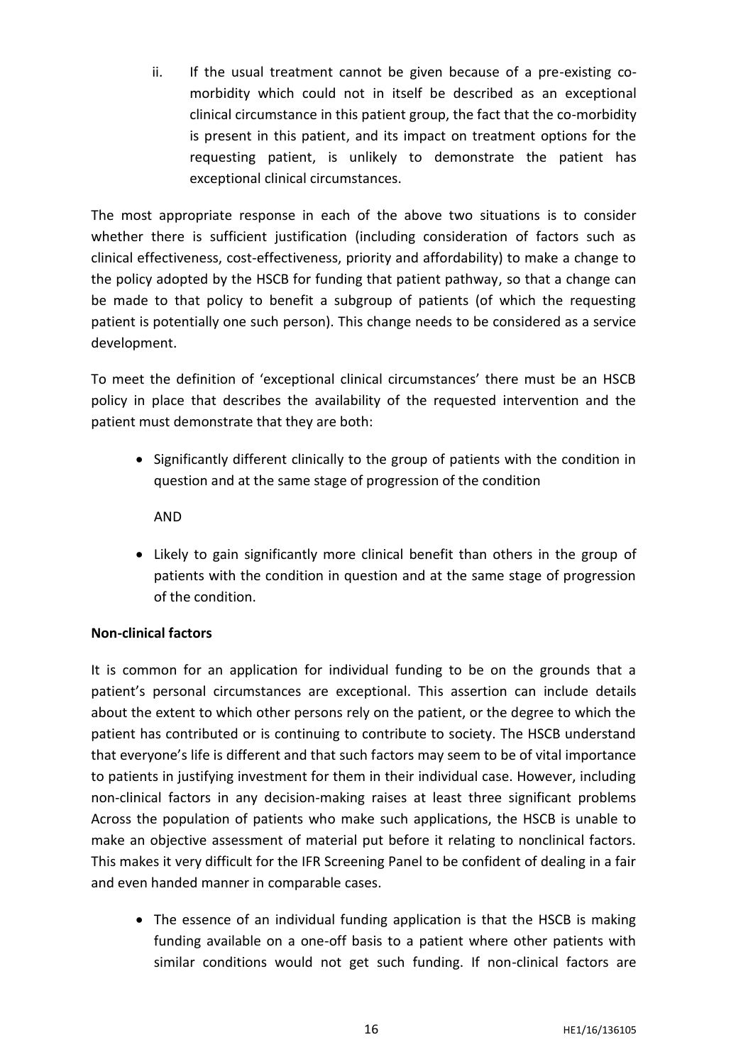ii. If the usual treatment cannot be given because of a pre-existing co-morbidity which could not in itself be described as an exceptional clinical circumstance in this patient group, the fact that the co-morbidity is present in this patient, and its impact on treatment options for the requesting patient, is unlikely to demonstrate the patient has exceptional clinical circumstances.

The most appropriate response in each of the above two situations is to consider whether there is sufficient justification (including consideration of factors such as clinical effectiveness, cost-effectiveness, priority and affordability) to make a change to the policy adopted by the HSCB for funding that patient pathway, so that a change can be made to that policy to benefit a subgroup of patients (of which the requesting patient is potentially one such person). This change needs to be considered as a service development.

To meet the definition of 'exceptional clinical circumstances' there must be an HSCB policy in place that describes the availability of the requested intervention and the patient must demonstrate that they are both:

- Significantly different clinically to the group of patients with the condition in question and at the same stage of progression of the condition

  AND

- Likely to gain significantly more clinical benefit than others in the group of patients with the condition in question and at the same stage of progression of the condition.

**Non-clinical factors**

It is common for an application for individual funding to be on the grounds that a patient's personal circumstances are exceptional. This assertion can include details about the extent to which other persons rely on the patient, or the degree to which the patient has contributed or is continuing to contribute to society. The HSCB understand that everyone's life is different and that such factors may seem to be of vital importance to patients in justifying investment for them in their individual case. However, including non-clinical factors in any decision-making raises at least three significant problems Across the population of patients who make such applications, the HSCB is unable to make an objective assessment of material put before it relating to nonclinical factors. This makes it very difficult for the IFR Screening Panel to be confident of dealing in a fair and even handed manner in comparable cases.

- The essence of an individual funding application is that the HSCB is making funding available on a one-off basis to a patient where other patients with similar conditions would not get such funding. If non-clinical factors are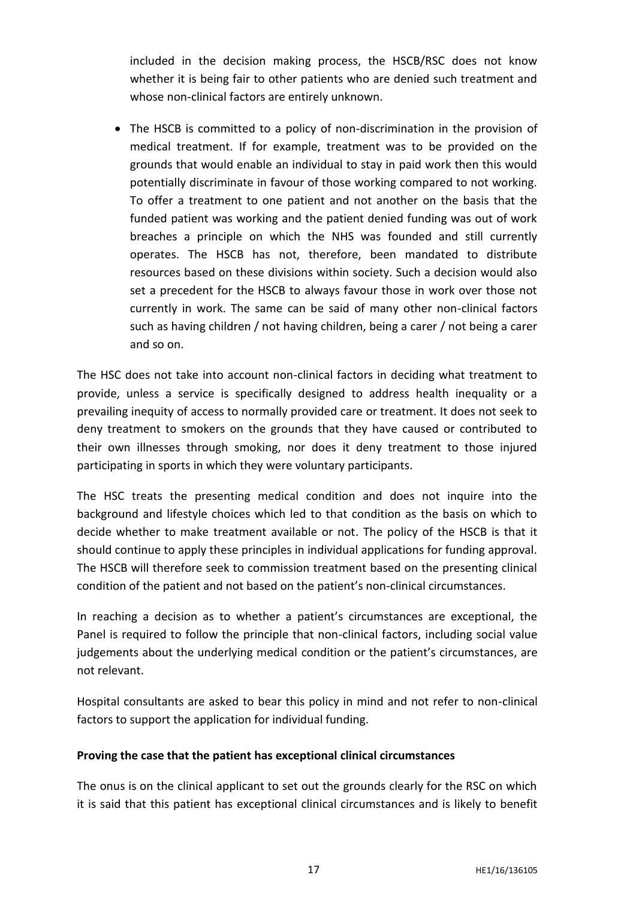included in the decision making process, the HSCB/RSC does not know whether it is being fair to other patients who are denied such treatment and whose non-clinical factors are entirely unknown.

- The HSCB is committed to a policy of non-discrimination in the provision of medical treatment. If for example, treatment was to be provided on the grounds that would enable an individual to stay in paid work then this would potentially discriminate in favour of those working compared to not working. To offer a treatment to one patient and not another on the basis that the funded patient was working and the patient denied funding was out of work breaches a principle on which the NHS was founded and still currently operates. The HSCB has not, therefore, been mandated to distribute resources based on these divisions within society. Such a decision would also set a precedent for the HSCB to always favour those in work over those not currently in work. The same can be said of many other non-clinical factors such as having children / not having children, being a carer / not being a carer and so on.

The HSC does not take into account non-clinical factors in deciding what treatment to provide, unless a service is specifically designed to address health inequality or a prevailing inequity of access to normally provided care or treatment. It does not seek to deny treatment to smokers on the grounds that they have caused or contributed to their own illnesses through smoking, nor does it deny treatment to those injured participating in sports in which they were voluntary participants.

The HSC treats the presenting medical condition and does not inquire into the background and lifestyle choices which led to that condition as the basis on which to decide whether to make treatment available or not. The policy of the HSCB is that it should continue to apply these principles in individual applications for funding approval. The HSCB will therefore seek to commission treatment based on the presenting clinical condition of the patient and not based on the patient's non-clinical circumstances.

In reaching a decision as to whether a patient's circumstances are exceptional, the Panel is required to follow the principle that non-clinical factors, including social value judgements about the underlying medical condition or the patient's circumstances, are not relevant.

Hospital consultants are asked to bear this policy in mind and not refer to non-clinical factors to support the application for individual funding.

**Proving the case that the patient has exceptional clinical circumstances**

The onus is on the clinical applicant to set out the grounds clearly for the RSC on which it is said that this patient has exceptional clinical circumstances and is likely to benefit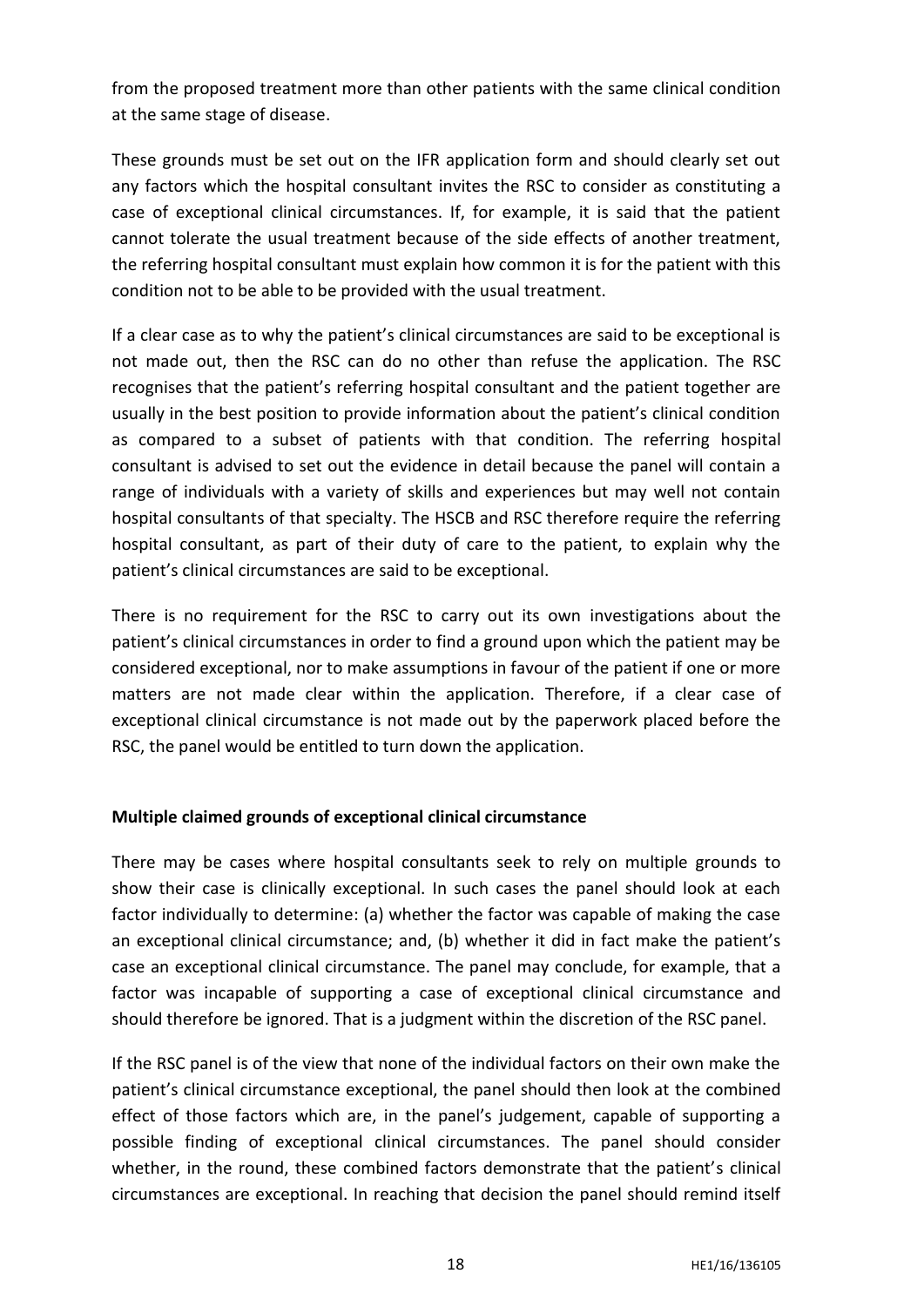from the proposed treatment more than other patients with the same clinical condition at the same stage of disease.

These grounds must be set out on the IFR application form and should clearly set out any factors which the hospital consultant invites the RSC to consider as constituting a case of exceptional clinical circumstances. If, for example, it is said that the patient cannot tolerate the usual treatment because of the side effects of another treatment, the referring hospital consultant must explain how common it is for the patient with this condition not to be able to be provided with the usual treatment.

If a clear case as to why the patient's clinical circumstances are said to be exceptional is not made out, then the RSC can do no other than refuse the application. The RSC recognises that the patient's referring hospital consultant and the patient together are usually in the best position to provide information about the patient's clinical condition as compared to a subset of patients with that condition. The referring hospital consultant is advised to set out the evidence in detail because the panel will contain a range of individuals with a variety of skills and experiences but may well not contain hospital consultants of that specialty. The HSCB and RSC therefore require the referring hospital consultant, as part of their duty of care to the patient, to explain why the patient's clinical circumstances are said to be exceptional.

There is no requirement for the RSC to carry out its own investigations about the patient's clinical circumstances in order to find a ground upon which the patient may be considered exceptional, nor to make assumptions in favour of the patient if one or more matters are not made clear within the application. Therefore, if a clear case of exceptional clinical circumstance is not made out by the paperwork placed before the RSC, the panel would be entitled to turn down the application.

**Multiple claimed grounds of exceptional clinical circumstance**

There may be cases where hospital consultants seek to rely on multiple grounds to show their case is clinically exceptional. In such cases the panel should look at each factor individually to determine: (a) whether the factor was capable of making the case an exceptional clinical circumstance; and, (b) whether it did in fact make the patient's case an exceptional clinical circumstance. The panel may conclude, for example, that a factor was incapable of supporting a case of exceptional clinical circumstance and should therefore be ignored. That is a judgment within the discretion of the RSC panel.

If the RSC panel is of the view that none of the individual factors on their own make the patient's clinical circumstance exceptional, the panel should then look at the combined effect of those factors which are, in the panel's judgement, capable of supporting a possible finding of exceptional clinical circumstances. The panel should consider whether, in the round, these combined factors demonstrate that the patient's clinical circumstances are exceptional. In reaching that decision the panel should remind itself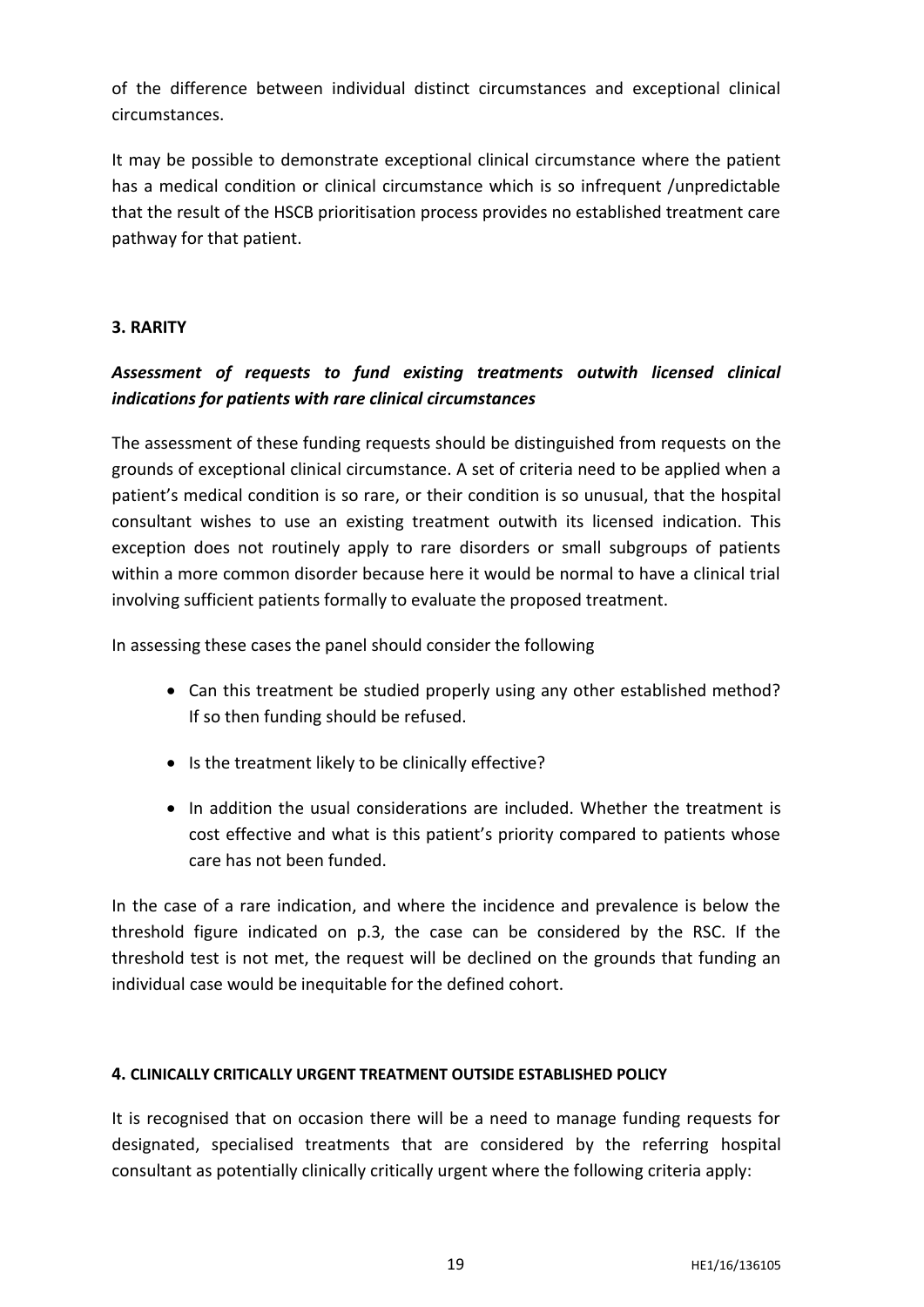of the difference between individual distinct circumstances and exceptional clinical circumstances.

It may be possible to demonstrate exceptional clinical circumstance where the patient has a medical condition or clinical circumstance which is so infrequent /unpredictable that the result of the HSCB prioritisation process provides no established treatment care pathway for that patient.

### 3. RARITY

***Assessment of requests to fund existing treatments outwith licensed clinical indications for patients with rare clinical circumstances***

The assessment of these funding requests should be distinguished from requests on the grounds of exceptional clinical circumstance. A set of criteria need to be applied when a patient's medical condition is so rare, or their condition is so unusual, that the hospital consultant wishes to use an existing treatment outwith its licensed indication. This exception does not routinely apply to rare disorders or small subgroups of patients within a more common disorder because here it would be normal to have a clinical trial involving sufficient patients formally to evaluate the proposed treatment.

In assessing these cases the panel should consider the following

- Can this treatment be studied properly using any other established method? If so then funding should be refused.
- Is the treatment likely to be clinically effective?
- In addition the usual considerations are included. Whether the treatment is cost effective and what is this patient's priority compared to patients whose care has not been funded.

In the case of a rare indication, and where the incidence and prevalence is below the threshold figure indicated on p.3, the case can be considered by the RSC. If the threshold test is not met, the request will be declined on the grounds that funding an individual case would be inequitable for the defined cohort.

### 4. CLINICALLY CRITICALLY URGENT TREATMENT OUTSIDE ESTABLISHED POLICY

It is recognised that on occasion there will be a need to manage funding requests for designated, specialised treatments that are considered by the referring hospital consultant as potentially clinically critically urgent where the following criteria apply: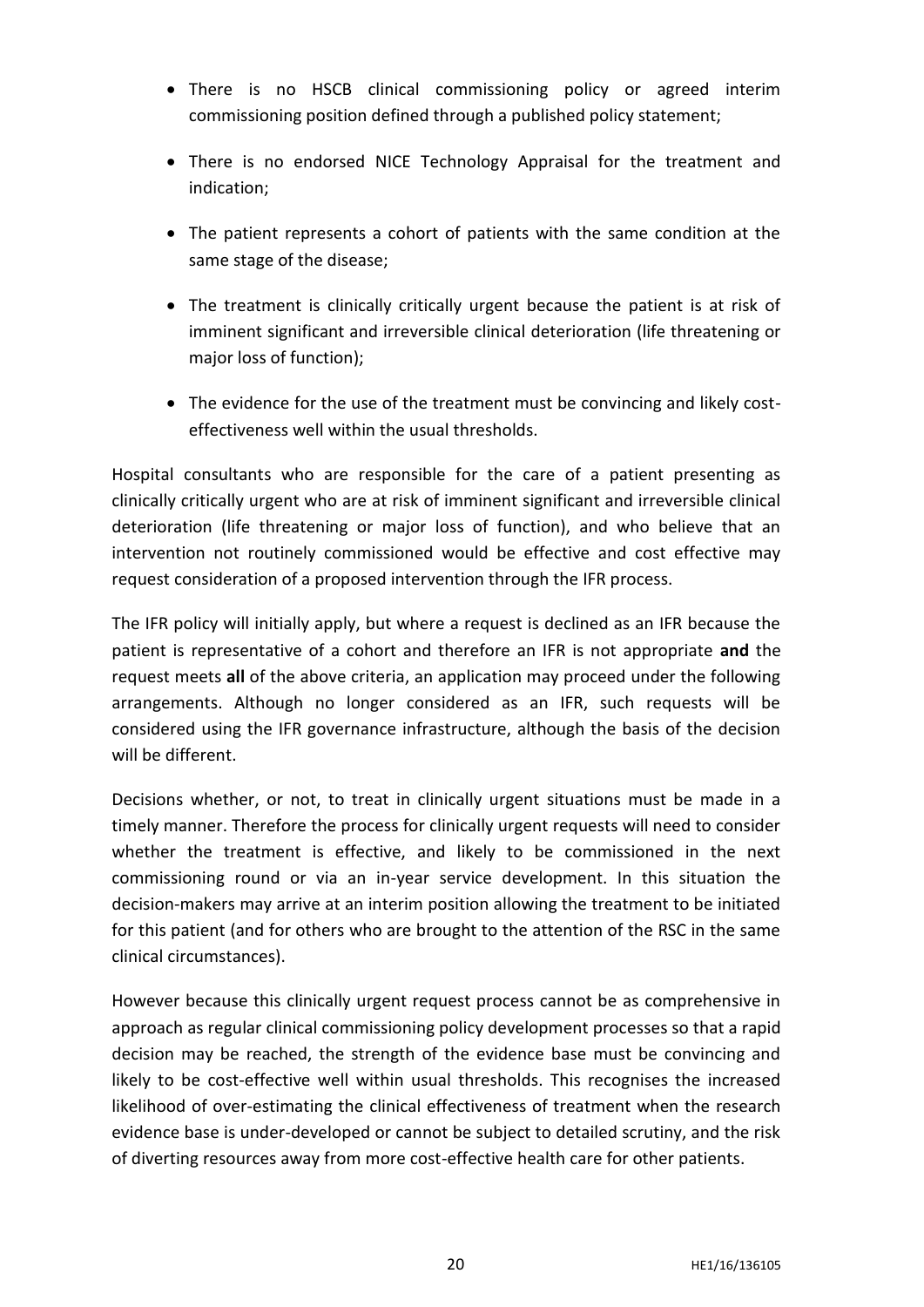- There is no HSCB clinical commissioning policy or agreed interim commissioning position defined through a published policy statement;
- There is no endorsed NICE Technology Appraisal for the treatment and indication;
- The patient represents a cohort of patients with the same condition at the same stage of the disease;
- The treatment is clinically critically urgent because the patient is at risk of imminent significant and irreversible clinical deterioration (life threatening or major loss of function);
- The evidence for the use of the treatment must be convincing and likely cost-effectiveness well within the usual thresholds.

Hospital consultants who are responsible for the care of a patient presenting as clinically critically urgent who are at risk of imminent significant and irreversible clinical deterioration (life threatening or major loss of function), and who believe that an intervention not routinely commissioned would be effective and cost effective may request consideration of a proposed intervention through the IFR process.

The IFR policy will initially apply, but where a request is declined as an IFR because the patient is representative of a cohort and therefore an IFR is not appropriate **and** the request meets **all** of the above criteria, an application may proceed under the following arrangements. Although no longer considered as an IFR, such requests will be considered using the IFR governance infrastructure, although the basis of the decision will be different.

Decisions whether, or not, to treat in clinically urgent situations must be made in a timely manner. Therefore the process for clinically urgent requests will need to consider whether the treatment is effective, and likely to be commissioned in the next commissioning round or via an in-year service development. In this situation the decision-makers may arrive at an interim position allowing the treatment to be initiated for this patient (and for others who are brought to the attention of the RSC in the same clinical circumstances).

However because this clinically urgent request process cannot be as comprehensive in approach as regular clinical commissioning policy development processes so that a rapid decision may be reached, the strength of the evidence base must be convincing and likely to be cost-effective well within usual thresholds. This recognises the increased likelihood of over-estimating the clinical effectiveness of treatment when the research evidence base is under-developed or cannot be subject to detailed scrutiny, and the risk of diverting resources away from more cost-effective health care for other patients.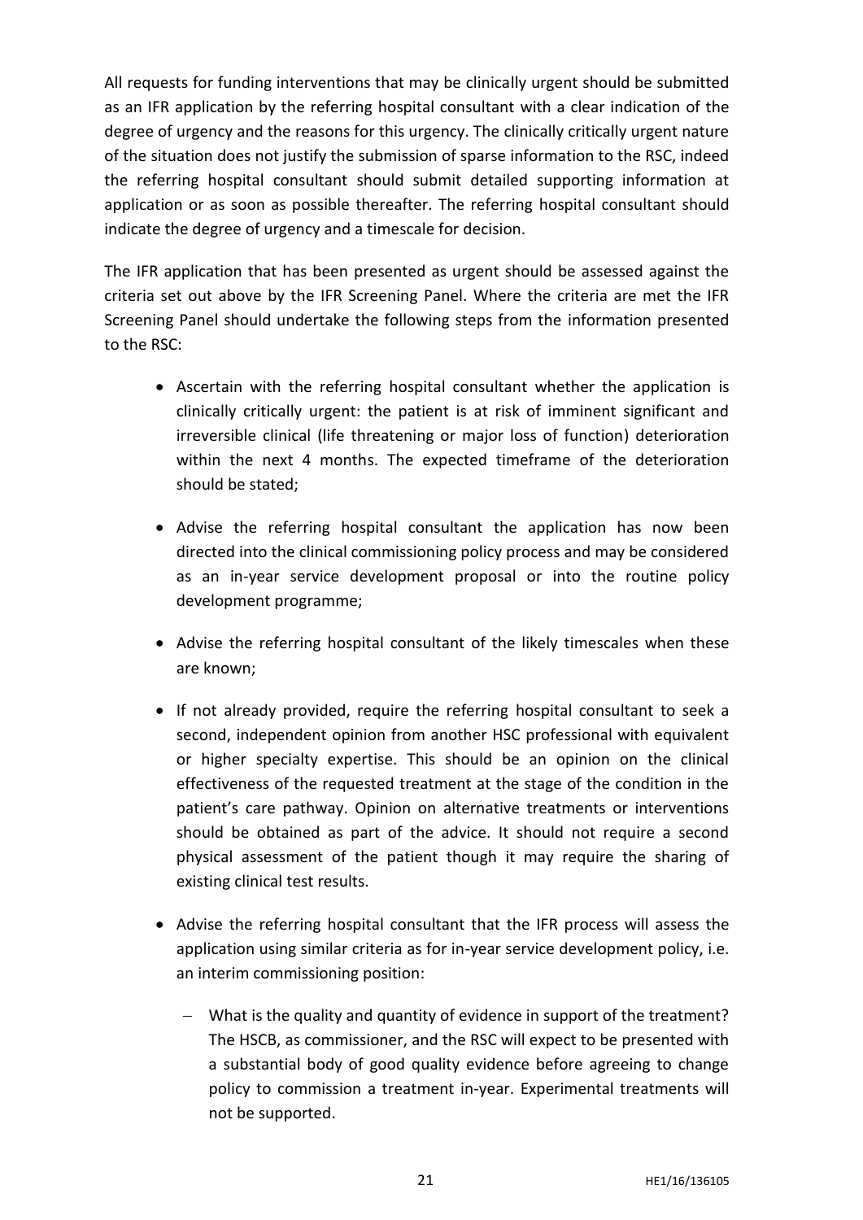All requests for funding interventions that may be clinically urgent should be submitted as an IFR application by the referring hospital consultant with a clear indication of the degree of urgency and the reasons for this urgency. The clinically critically urgent nature of the situation does not justify the submission of sparse information to the RSC, indeed the referring hospital consultant should submit detailed supporting information at application or as soon as possible thereafter. The referring hospital consultant should indicate the degree of urgency and a timescale for decision.

The IFR application that has been presented as urgent should be assessed against the criteria set out above by the IFR Screening Panel. Where the criteria are met the IFR Screening Panel should undertake the following steps from the information presented to the RSC:

- Ascertain with the referring hospital consultant whether the application is clinically critically urgent: the patient is at risk of imminent significant and irreversible clinical (life threatening or major loss of function) deterioration within the next 4 months. The expected timeframe of the deterioration should be stated;
- Advise the referring hospital consultant the application has now been directed into the clinical commissioning policy process and may be considered as an in-year service development proposal or into the routine policy development programme;
- Advise the referring hospital consultant of the likely timescales when these are known;
- If not already provided, require the referring hospital consultant to seek a second, independent opinion from another HSC professional with equivalent or higher specialty expertise. This should be an opinion on the clinical effectiveness of the requested treatment at the stage of the condition in the patient's care pathway. Opinion on alternative treatments or interventions should be obtained as part of the advice. It should not require a second physical assessment of the patient though it may require the sharing of existing clinical test results.
- Advise the referring hospital consultant that the IFR process will assess the application using similar criteria as for in-year service development policy, i.e. an interim commissioning position:
  - What is the quality and quantity of evidence in support of the treatment? The HSCB, as commissioner, and the RSC will expect to be presented with a substantial body of good quality evidence before agreeing to change policy to commission a treatment in-year. Experimental treatments will not be supported.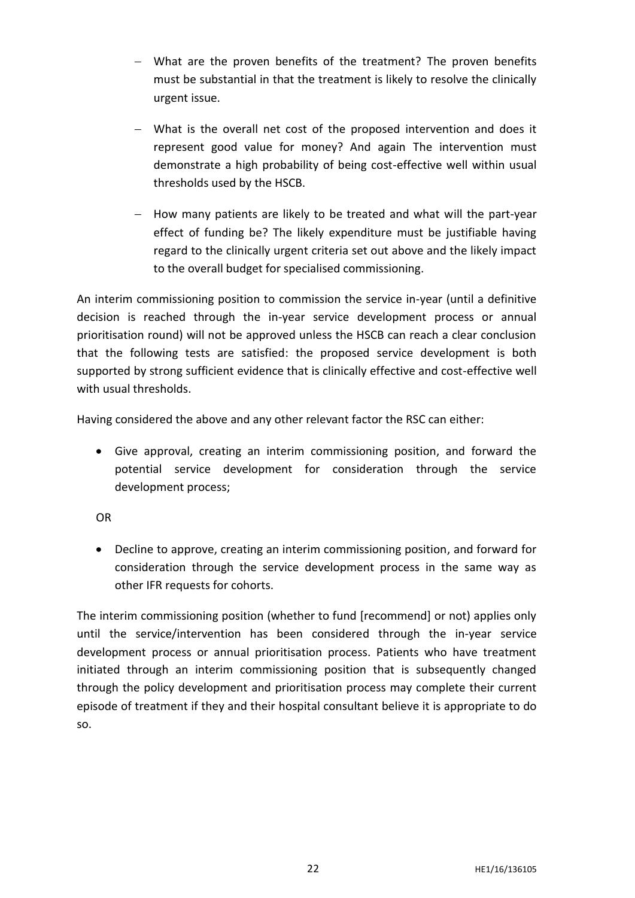- What are the proven benefits of the treatment? The proven benefits must be substantial in that the treatment is likely to resolve the clinically urgent issue.

- What is the overall net cost of the proposed intervention and does it represent good value for money? And again The intervention must demonstrate a high probability of being cost-effective well within usual thresholds used by the HSCB.

- How many patients are likely to be treated and what will the part-year effect of funding be? The likely expenditure must be justifiable having regard to the clinically urgent criteria set out above and the likely impact to the overall budget for specialised commissioning.

An interim commissioning position to commission the service in-year (until a definitive decision is reached through the in-year service development process or annual prioritisation round) will not be approved unless the HSCB can reach a clear conclusion that the following tests are satisfied: the proposed service development is both supported by strong sufficient evidence that is clinically effective and cost-effective well with usual thresholds.

Having considered the above and any other relevant factor the RSC can either:

- Give approval, creating an interim commissioning position, and forward the potential service development for consideration through the service development process;

OR

- Decline to approve, creating an interim commissioning position, and forward for consideration through the service development process in the same way as other IFR requests for cohorts.

The interim commissioning position (whether to fund [recommend] or not) applies only until the service/intervention has been considered through the in-year service development process or annual prioritisation process. Patients who have treatment initiated through an interim commissioning position that is subsequently changed through the policy development and prioritisation process may complete their current episode of treatment if they and their hospital consultant believe it is appropriate to do so.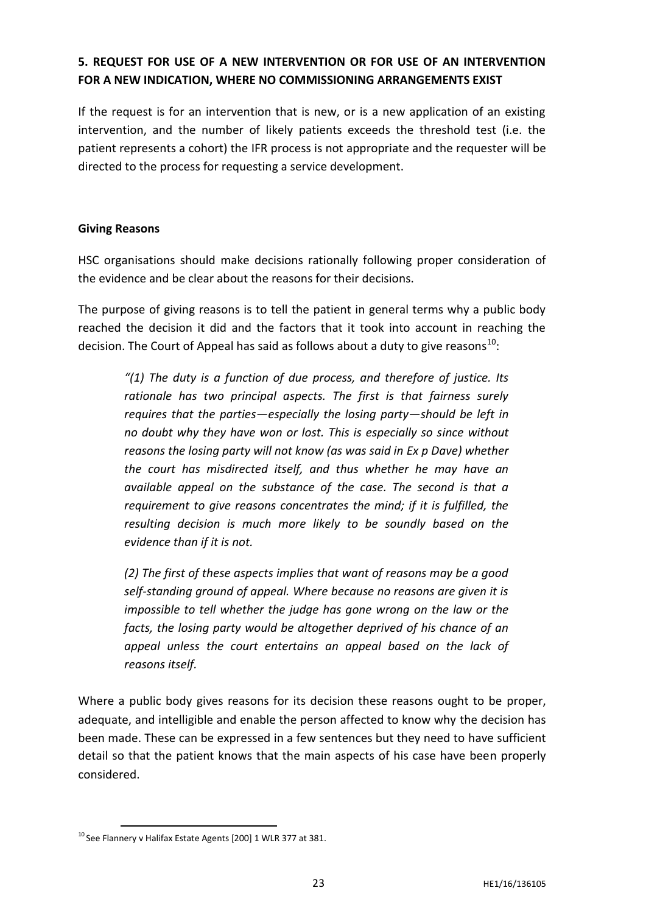## 5. REQUEST FOR USE OF A NEW INTERVENTION OR FOR USE OF AN INTERVENTION FOR A NEW INDICATION, WHERE NO COMMISSIONING ARRANGEMENTS EXIST

If the request is for an intervention that is new, or is a new application of an existing intervention, and the number of likely patients exceeds the threshold test (i.e. the patient represents a cohort) the IFR process is not appropriate and the requester will be directed to the process for requesting a service development.

### Giving Reasons

HSC organisations should make decisions rationally following proper consideration of the evidence and be clear about the reasons for their decisions.

The purpose of giving reasons is to tell the patient in general terms why a public body reached the decision it did and the factors that it took into account in reaching the decision. The Court of Appeal has said as follows about a duty to give reasons[10]:

> *"(1) The duty is a function of due process, and therefore of justice. Its rationale has two principal aspects. The first is that fairness surely requires that the parties—especially the losing party—should be left in no doubt why they have won or lost. This is especially so since without reasons the losing party will not know (as was said in Ex p Dave) whether the court has misdirected itself, and thus whether he may have an available appeal on the substance of the case. The second is that a requirement to give reasons concentrates the mind; if it is fulfilled, the resulting decision is much more likely to be soundly based on the evidence than if it is not.*
>
> *(2) The first of these aspects implies that want of reasons may be a good self-standing ground of appeal. Where because no reasons are given it is impossible to tell whether the judge has gone wrong on the law or the facts, the losing party would be altogether deprived of his chance of an appeal unless the court entertains an appeal based on the lack of reasons itself.*

Where a public body gives reasons for its decision these reasons ought to be proper, adequate, and intelligible and enable the person affected to know why the decision has been made. These can be expressed in a few sentences but they need to have sufficient detail so that the patient knows that the main aspects of his case have been properly considered.

---

[10] See Flannery v Halifax Estate Agents [200] 1 WLR 377 at 381.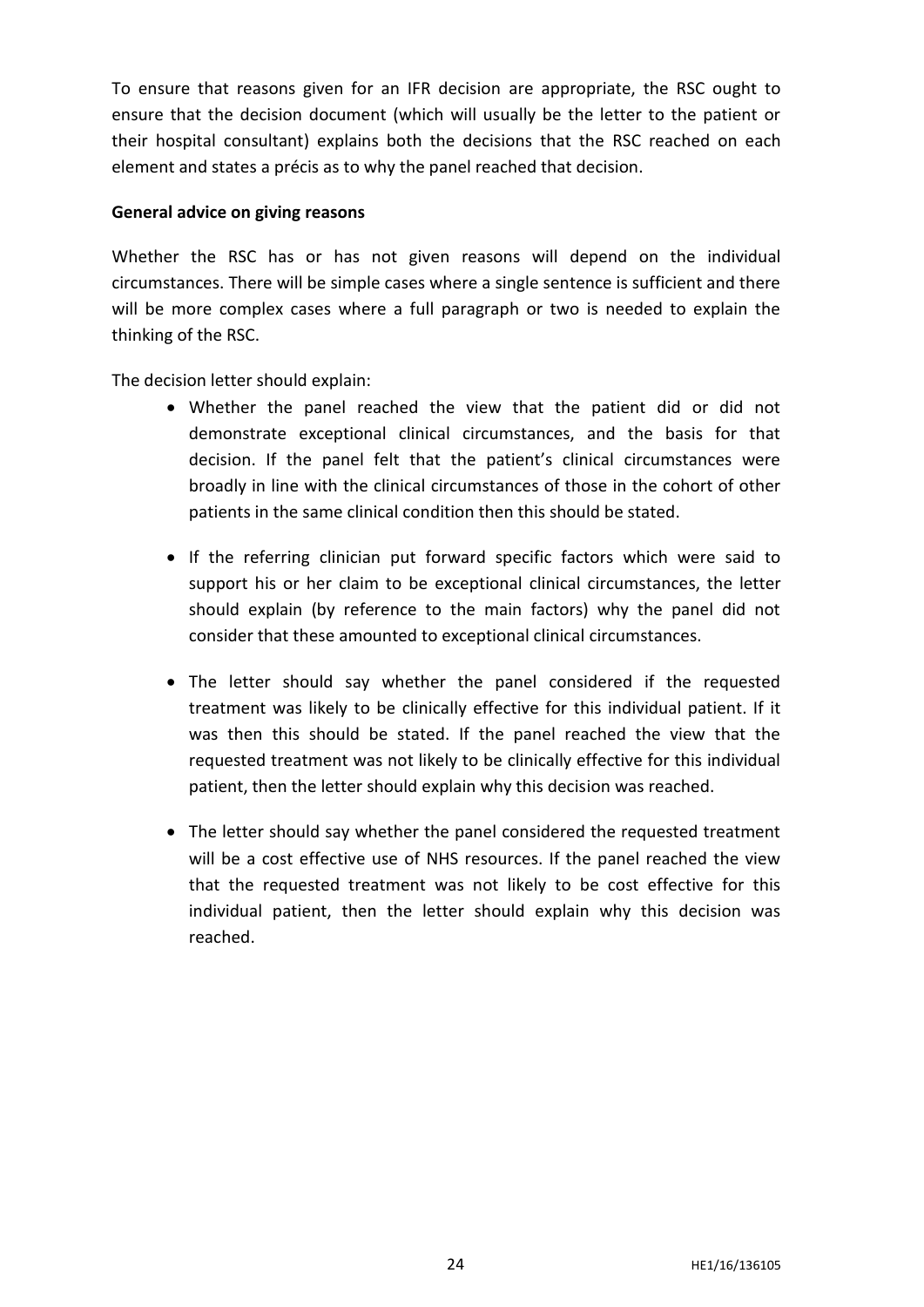To ensure that reasons given for an IFR decision are appropriate, the RSC ought to ensure that the decision document (which will usually be the letter to the patient or their hospital consultant) explains both the decisions that the RSC reached on each element and states a précis as to why the panel reached that decision.

**General advice on giving reasons**

Whether the RSC has or has not given reasons will depend on the individual circumstances. There will be simple cases where a single sentence is sufficient and there will be more complex cases where a full paragraph or two is needed to explain the thinking of the RSC.

The decision letter should explain:

- Whether the panel reached the view that the patient did or did not demonstrate exceptional clinical circumstances, and the basis for that decision. If the panel felt that the patient's clinical circumstances were broadly in line with the clinical circumstances of those in the cohort of other patients in the same clinical condition then this should be stated.

- If the referring clinician put forward specific factors which were said to support his or her claim to be exceptional clinical circumstances, the letter should explain (by reference to the main factors) why the panel did not consider that these amounted to exceptional clinical circumstances.

- The letter should say whether the panel considered if the requested treatment was likely to be clinically effective for this individual patient. If it was then this should be stated. If the panel reached the view that the requested treatment was not likely to be clinically effective for this individual patient, then the letter should explain why this decision was reached.

- The letter should say whether the panel considered the requested treatment will be a cost effective use of NHS resources. If the panel reached the view that the requested treatment was not likely to be cost effective for this individual patient, then the letter should explain why this decision was reached.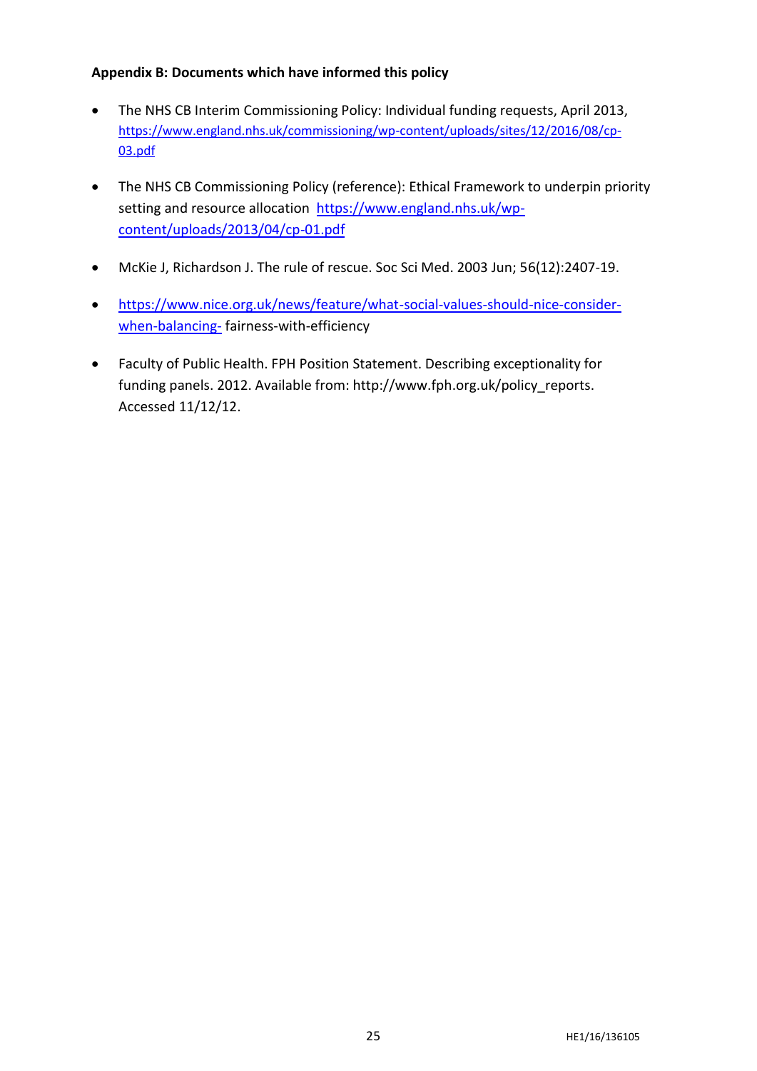**Appendix B: Documents which have informed this policy**

- The NHS CB Interim Commissioning Policy: Individual funding requests, April 2013, https://www.england.nhs.uk/commissioning/wp-content/uploads/sites/12/2016/08/cp-03.pdf
- The NHS CB Commissioning Policy (reference): Ethical Framework to underpin priority setting and resource allocation https://www.england.nhs.uk/wp-content/uploads/2013/04/cp-01.pdf
- McKie J, Richardson J. The rule of rescue. Soc Sci Med. 2003 Jun; 56(12):2407-19.
- https://www.nice.org.uk/news/feature/what-social-values-should-nice-consider-when-balancing- fairness-with-efficiency
- Faculty of Public Health. FPH Position Statement. Describing exceptionality for funding panels. 2012. Available from: http://www.fph.org.uk/policy_reports. Accessed 11/12/12.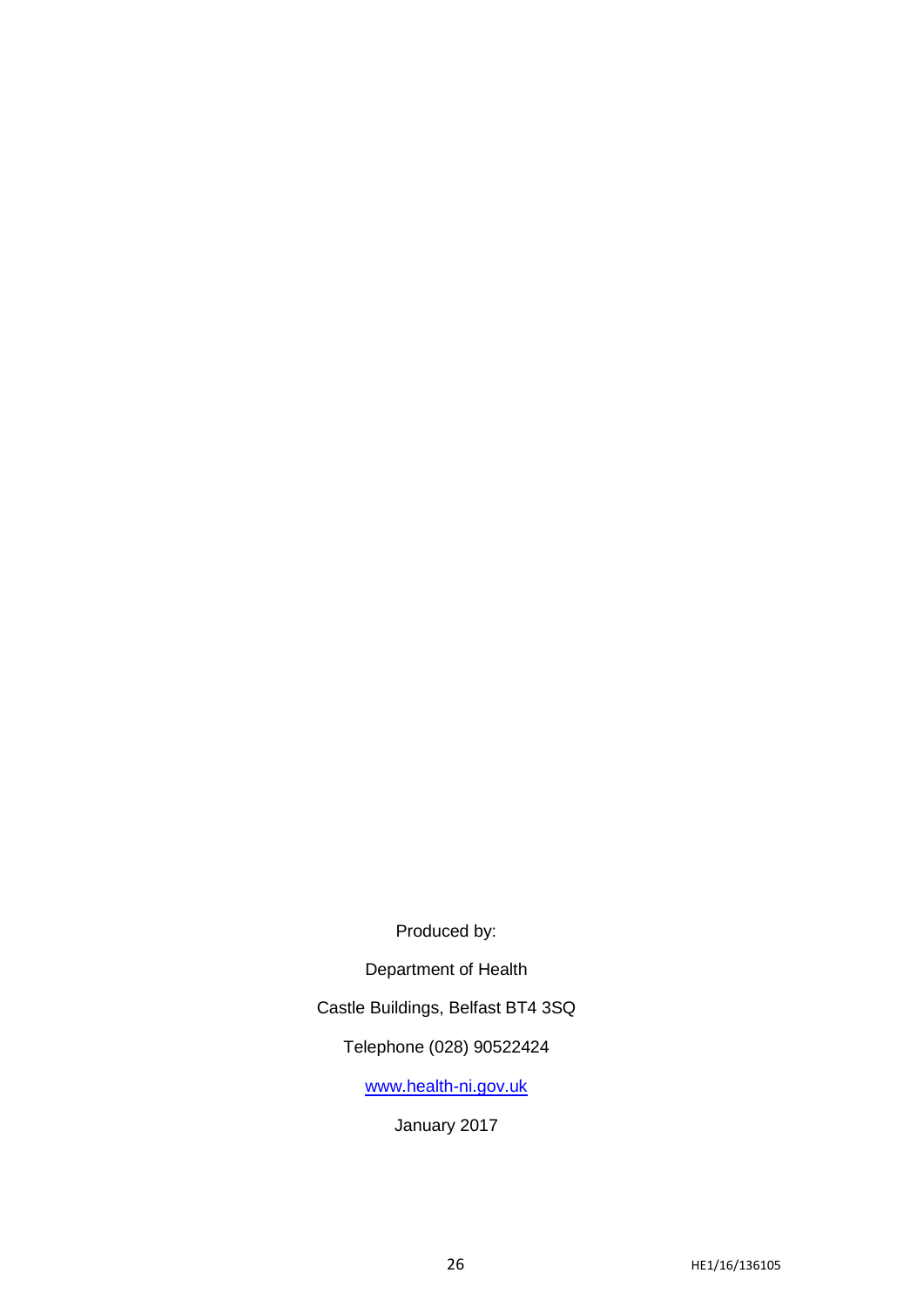Produced by:

Department of Health

Castle Buildings, Belfast BT4 3SQ

Telephone (028) 90522424

[www.health-ni.gov.uk](http://www.health-ni.gov.uk)

January 2017

HE1/16/136105